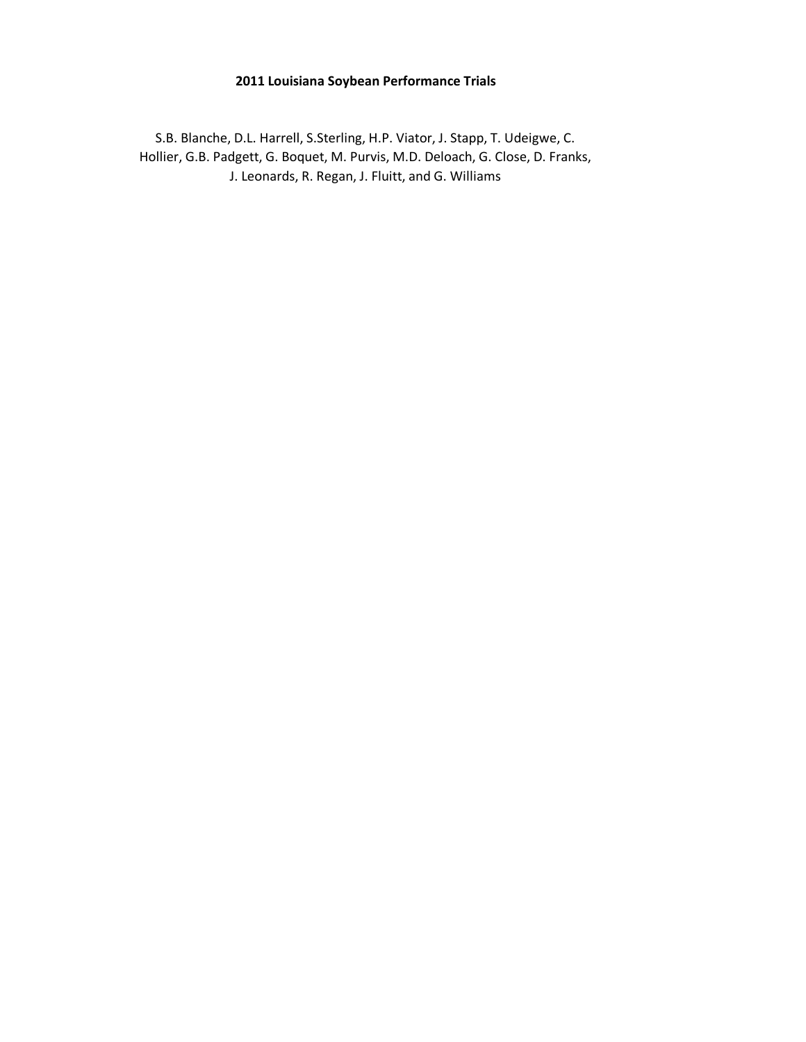# 2011 Louisiana Soybean Performance Trials

S.B. Blanche, D.L. Harrell, S.Sterling, H.P. Viator, J. Stapp, T. Udeigwe, C. Hollier, G.B. Padgett, G. Boquet, M. Purvis, M.D. Deloach, G. Close, D. Franks, J. Leonards, R. Regan, J. Fluitt, and G. Williams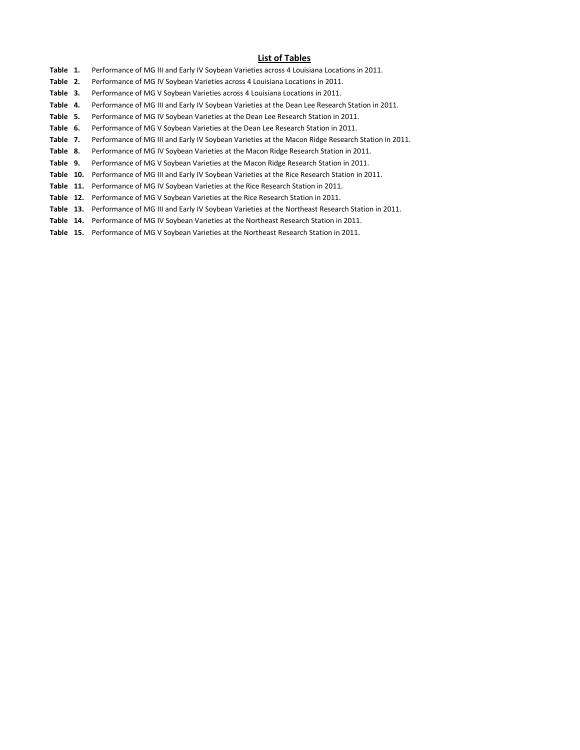## List of Tables

**Table 1.** Performance of MG III and Early IV Soybean Varieties across 4 Louisiana Locations in 2011.

**Table 2.** Performance of MG IV Soybean Varieties across 4 Louisiana Locations in 2011.

**Table 3.** Performance of MG V Soybean Varieties across 4 Louisiana Locations in 2011.

**Table 4.** Performance of MG III and Early IV Soybean Varieties at the Dean Lee Research Station in 2011.

**Table 5.** Performance of MG IV Soybean Varieties at the Dean Lee Research Station in 2011.

**Table 6.** Performance of MG V Soybean Varieties at the Dean Lee Research Station in 2011.

**Table 7.** Performance of MG III and Early IV Soybean Varieties at the Macon Ridge Research Station in 2011.

**Table 8.** Performance of MG IV Soybean Varieties at the Macon Ridge Research Station in 2011.

**Table 9.** Performance of MG V Soybean Varieties at the Macon Ridge Research Station in 2011.

**Table 10.** Performance of MG III and Early IV Soybean Varieties at the Rice Research Station in 2011.

**Table 11.** Performance of MG IV Soybean Varieties at the Rice Research Station in 2011.

**Table 12.** Performance of MG V Soybean Varieties at the Rice Research Station in 2011.

**Table 13.** Performance of MG III and Early IV Soybean Varieties at the Northeast Research Station in 2011.

**Table 14.** Performance of MG IV Soybean Varieties at the Northeast Research Station in 2011.

**Table 15.** Performance of MG V Soybean Varieties at the Northeast Research Station in 2011.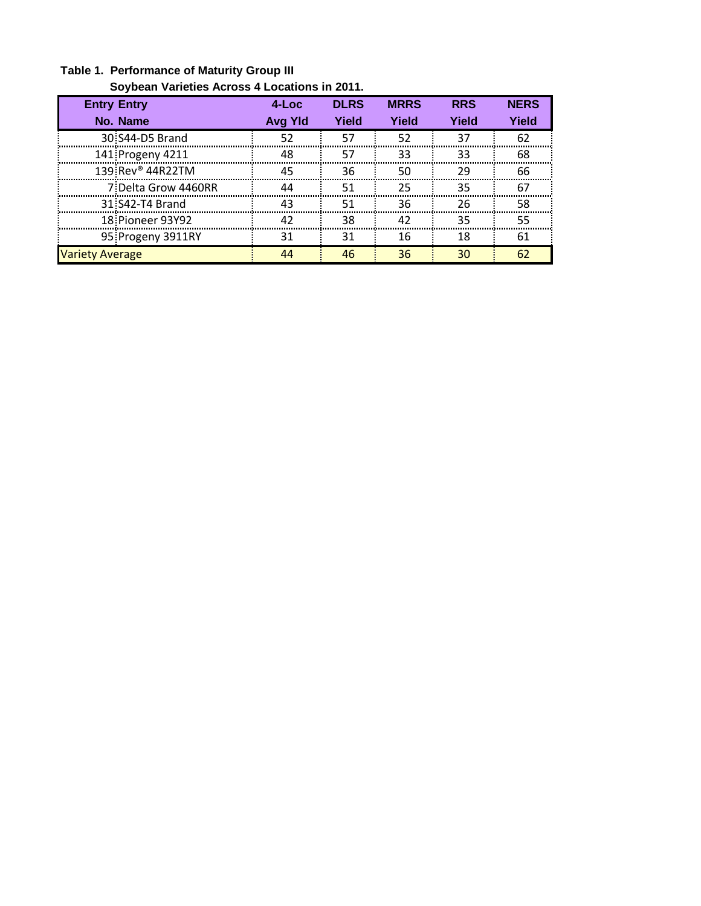**Table 1. Performance of Maturity Group III Soybean Varieties Across 4 Locations in 2011.**

| Entry No. | Entry Name | 4-Loc Avg Yld | DLRS Yield | MRRS Yield | RRS Yield | NERS Yield |
|---|---|---|---|---|---|---|
| 30 | S44-D5 Brand | 52 | 57 | 52 | 37 | 62 |
| 141 | Progeny 4211 | 48 | 57 | 33 | 33 | 68 |
| 139 | Rev® 44R22TM | 45 | 36 | 50 | 29 | 66 |
| 7 | Delta Grow 4460RR | 44 | 51 | 25 | 35 | 67 |
| 31 | S42-T4 Brand | 43 | 51 | 36 | 26 | 58 |
| 18 | Pioneer 93Y92 | 42 | 38 | 42 | 35 | 55 |
| 95 | Progeny 3911RY | 31 | 31 | 16 | 18 | 61 |
| Variety Average | | 44 | 46 | 36 | 30 | 62 |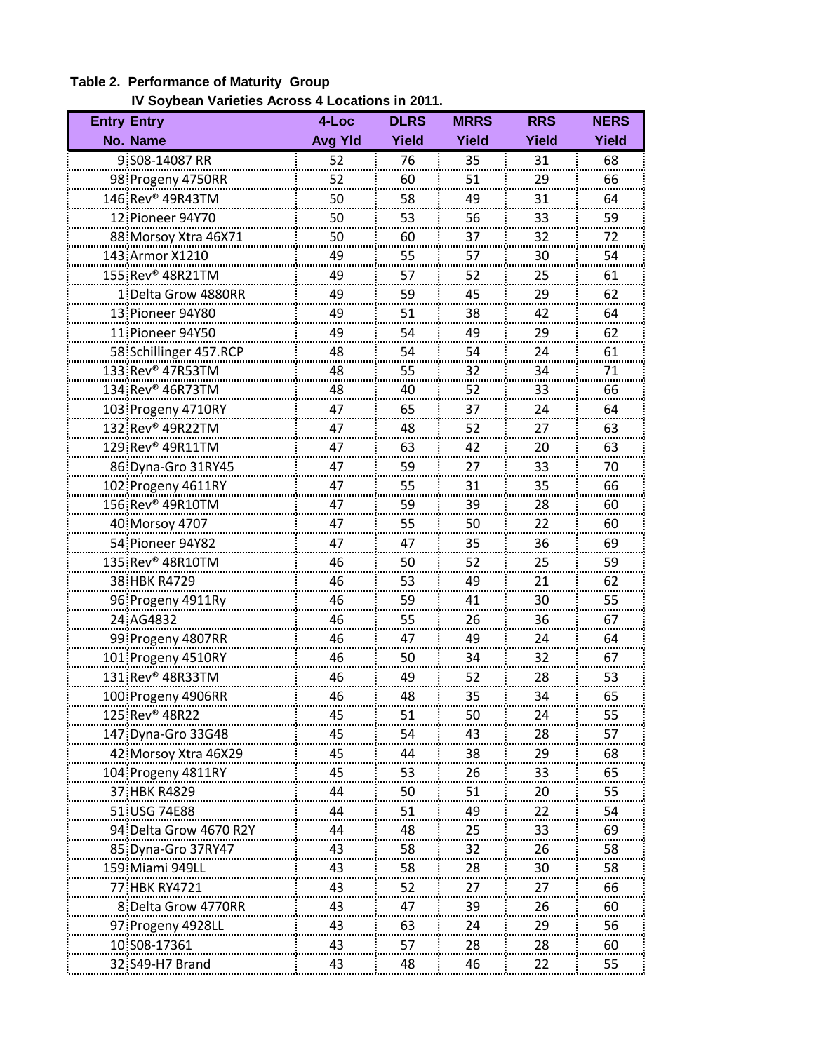**Table 2. Performance of Maturity Group IV Soybean Varieties Across 4 Locations in 2011.**

| Entry No. | Entry Name | 4-Loc Avg Yld | DLRS Yield | MRRS Yield | RRS Yield | NERS Yield |
|---|---|---|---|---|---|---|
| 9 | S08-14087 RR | 52 | 76 | 35 | 31 | 68 |
| 98 | Progeny 4750RR | 52 | 60 | 51 | 29 | 66 |
| 146 | Rev® 49R43TM | 50 | 58 | 49 | 31 | 64 |
| 12 | Pioneer 94Y70 | 50 | 53 | 56 | 33 | 59 |
| 88 | Morsoy Xtra 46X71 | 50 | 60 | 37 | 32 | 72 |
| 143 | Armor X1210 | 49 | 55 | 57 | 30 | 54 |
| 155 | Rev® 48R21TM | 49 | 57 | 52 | 25 | 61 |
| 1 | Delta Grow 4880RR | 49 | 59 | 45 | 29 | 62 |
| 13 | Pioneer 94Y80 | 49 | 51 | 38 | 42 | 64 |
| 11 | Pioneer 94Y50 | 49 | 54 | 49 | 29 | 62 |
| 58 | Schillinger 457.RCP | 48 | 54 | 54 | 24 | 61 |
| 133 | Rev® 47R53TM | 48 | 55 | 32 | 34 | 71 |
| 134 | Rev® 46R73TM | 48 | 40 | 52 | 33 | 66 |
| 103 | Progeny 4710RY | 47 | 65 | 37 | 24 | 64 |
| 132 | Rev® 49R22TM | 47 | 48 | 52 | 27 | 63 |
| 129 | Rev® 49R11TM | 47 | 63 | 42 | 20 | 63 |
| 86 | Dyna-Gro 31RY45 | 47 | 59 | 27 | 33 | 70 |
| 102 | Progeny 4611RY | 47 | 55 | 31 | 35 | 66 |
| 156 | Rev® 49R10TM | 47 | 59 | 39 | 28 | 60 |
| 40 | Morsoy 4707 | 47 | 55 | 50 | 22 | 60 |
| 54 | Pioneer 94Y82 | 47 | 47 | 35 | 36 | 69 |
| 135 | Rev® 48R10TM | 46 | 50 | 52 | 25 | 59 |
| 38 | HBK R4729 | 46 | 53 | 49 | 21 | 62 |
| 96 | Progeny 4911Ry | 46 | 59 | 41 | 30 | 55 |
| 24 | AG4832 | 46 | 55 | 26 | 36 | 67 |
| 99 | Progeny 4807RR | 46 | 47 | 49 | 24 | 64 |
| 101 | Progeny 4510RY | 46 | 50 | 34 | 32 | 67 |
| 131 | Rev® 48R33TM | 46 | 49 | 52 | 28 | 53 |
| 100 | Progeny 4906RR | 46 | 48 | 35 | 34 | 65 |
| 125 | Rev® 48R22 | 45 | 51 | 50 | 24 | 55 |
| 147 | Dyna-Gro 33G48 | 45 | 54 | 43 | 28 | 57 |
| 42 | Morsoy Xtra 46X29 | 45 | 44 | 38 | 29 | 68 |
| 104 | Progeny 4811RY | 45 | 53 | 26 | 33 | 65 |
| 37 | HBK R4829 | 44 | 50 | 51 | 20 | 55 |
| 51 | USG 74E88 | 44 | 51 | 49 | 22 | 54 |
| 94 | Delta Grow 4670 R2Y | 44 | 48 | 25 | 33 | 69 |
| 85 | Dyna-Gro 37RY47 | 43 | 58 | 32 | 26 | 58 |
| 159 | Miami 949LL | 43 | 58 | 28 | 30 | 58 |
| 77 | HBK RY4721 | 43 | 52 | 27 | 27 | 66 |
| 8 | Delta Grow 4770RR | 43 | 47 | 39 | 26 | 60 |
| 97 | Progeny 4928LL | 43 | 63 | 24 | 29 | 56 |
| 10 | S08-17361 | 43 | 57 | 28 | 28 | 60 |
| 32 | S49-H7 Brand | 43 | 48 | 46 | 22 | 55 |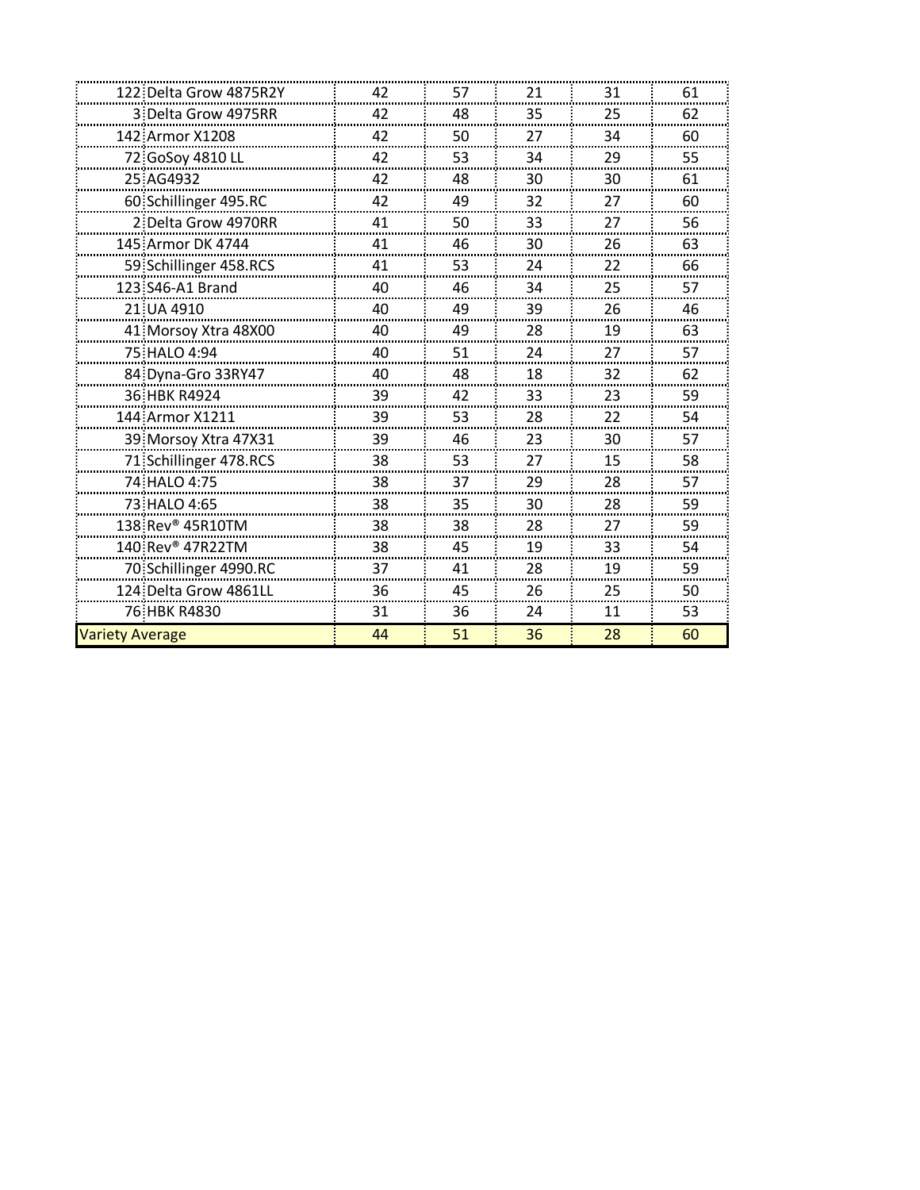| | | | | | | |
|---|---|---|---|---|---|---|
| 122 | Delta Grow 4875R2Y | 42 | 57 | 21 | 31 | 61 |
| 3 | Delta Grow 4975RR | 42 | 48 | 35 | 25 | 62 |
| 142 | Armor X1208 | 42 | 50 | 27 | 34 | 60 |
| 72 | GoSoy 4810 LL | 42 | 53 | 34 | 29 | 55 |
| 25 | AG4932 | 42 | 48 | 30 | 30 | 61 |
| 60 | Schillinger 495.RC | 42 | 49 | 32 | 27 | 60 |
| 2 | Delta Grow 4970RR | 41 | 50 | 33 | 27 | 56 |
| 145 | Armor DK 4744 | 41 | 46 | 30 | 26 | 63 |
| 59 | Schillinger 458.RCS | 41 | 53 | 24 | 22 | 66 |
| 123 | S46-A1 Brand | 40 | 46 | 34 | 25 | 57 |
| 21 | UA 4910 | 40 | 49 | 39 | 26 | 46 |
| 41 | Morsoy Xtra 48X00 | 40 | 49 | 28 | 19 | 63 |
| 75 | HALO 4:94 | 40 | 51 | 24 | 27 | 57 |
| 84 | Dyna-Gro 33RY47 | 40 | 48 | 18 | 32 | 62 |
| 36 | HBK R4924 | 39 | 42 | 33 | 23 | 59 |
| 144 | Armor X1211 | 39 | 53 | 28 | 22 | 54 |
| 39 | Morsoy Xtra 47X31 | 39 | 46 | 23 | 30 | 57 |
| 71 | Schillinger 478.RCS | 38 | 53 | 27 | 15 | 58 |
| 74 | HALO 4:75 | 38 | 37 | 29 | 28 | 57 |
| 73 | HALO 4:65 | 38 | 35 | 30 | 28 | 59 |
| 138 | Rev® 45R10TM | 38 | 38 | 28 | 27 | 59 |
| 140 | Rev® 47R22TM | 38 | 45 | 19 | 33 | 54 |
| 70 | Schillinger 4990.RC | 37 | 41 | 28 | 19 | 59 |
| 124 | Delta Grow 4861LL | 36 | 45 | 26 | 25 | 50 |
| 76 | HBK R4830 | 31 | 36 | 24 | 11 | 53 |
| Variety Average | | 44 | 51 | 36 | 28 | 60 |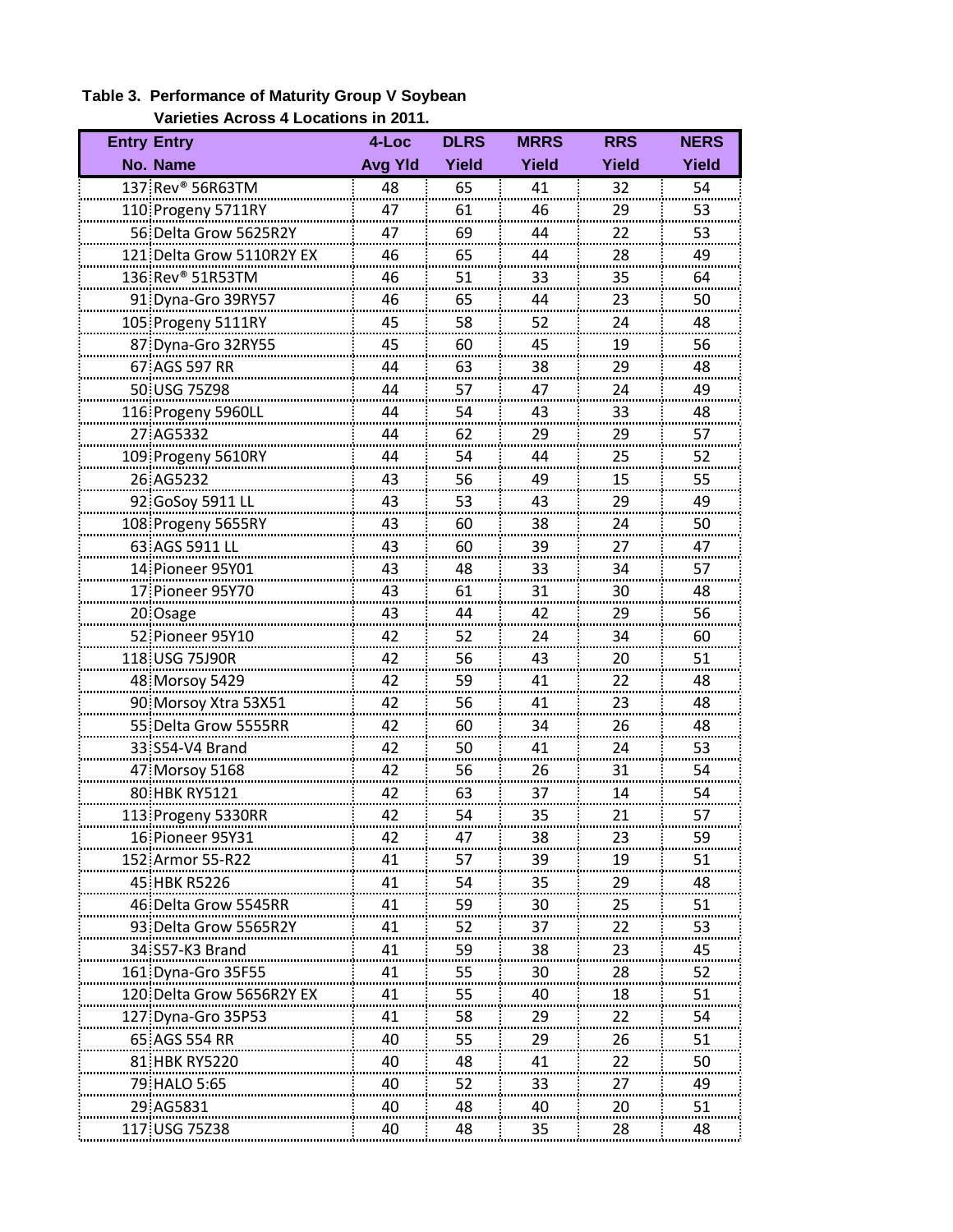**Table 3. Performance of Maturity Group V Soybean Varieties Across 4 Locations in 2011.**

| Entry No. | Entry Name | 4-Loc Avg Yld | DLRS Yield | MRRS Yield | RRS Yield | NERS Yield |
|---|---|---|---|---|---|---|
| 137 | Rev® 56R63TM | 48 | 65 | 41 | 32 | 54 |
| 110 | Progeny 5711RY | 47 | 61 | 46 | 29 | 53 |
| 56 | Delta Grow 5625R2Y | 47 | 69 | 44 | 22 | 53 |
| 121 | Delta Grow 5110R2Y EX | 46 | 65 | 44 | 28 | 49 |
| 136 | Rev® 51R53TM | 46 | 51 | 33 | 35 | 64 |
| 91 | Dyna-Gro 39RY57 | 46 | 65 | 44 | 23 | 50 |
| 105 | Progeny 5111RY | 45 | 58 | 52 | 24 | 48 |
| 87 | Dyna-Gro 32RY55 | 45 | 60 | 45 | 19 | 56 |
| 67 | AGS 597 RR | 44 | 63 | 38 | 29 | 48 |
| 50 | USG 75Z98 | 44 | 57 | 47 | 24 | 49 |
| 116 | Progeny 5960LL | 44 | 54 | 43 | 33 | 48 |
| 27 | AG5332 | 44 | 62 | 29 | 29 | 57 |
| 109 | Progeny 5610RY | 44 | 54 | 44 | 25 | 52 |
| 26 | AG5232 | 43 | 56 | 49 | 15 | 55 |
| 92 | GoSoy 5911 LL | 43 | 53 | 43 | 29 | 49 |
| 108 | Progeny 5655RY | 43 | 60 | 38 | 24 | 50 |
| 63 | AGS 5911 LL | 43 | 60 | 39 | 27 | 47 |
| 14 | Pioneer 95Y01 | 43 | 48 | 33 | 34 | 57 |
| 17 | Pioneer 95Y70 | 43 | 61 | 31 | 30 | 48 |
| 20 | Osage | 43 | 44 | 42 | 29 | 56 |
| 52 | Pioneer 95Y10 | 42 | 52 | 24 | 34 | 60 |
| 118 | USG 75J90R | 42 | 56 | 43 | 20 | 51 |
| 48 | Morsoy 5429 | 42 | 59 | 41 | 22 | 48 |
| 90 | Morsoy Xtra 53X51 | 42 | 56 | 41 | 23 | 48 |
| 55 | Delta Grow 5555RR | 42 | 60 | 34 | 26 | 48 |
| 33 | S54-V4 Brand | 42 | 50 | 41 | 24 | 53 |
| 47 | Morsoy 5168 | 42 | 56 | 26 | 31 | 54 |
| 80 | HBK RY5121 | 42 | 63 | 37 | 14 | 54 |
| 113 | Progeny 5330RR | 42 | 54 | 35 | 21 | 57 |
| 16 | Pioneer 95Y31 | 42 | 47 | 38 | 23 | 59 |
| 152 | Armor 55-R22 | 41 | 57 | 39 | 19 | 51 |
| 45 | HBK R5226 | 41 | 54 | 35 | 29 | 48 |
| 46 | Delta Grow 5545RR | 41 | 59 | 30 | 25 | 51 |
| 93 | Delta Grow 5565R2Y | 41 | 52 | 37 | 22 | 53 |
| 34 | S57-K3 Brand | 41 | 59 | 38 | 23 | 45 |
| 161 | Dyna-Gro 35F55 | 41 | 55 | 30 | 28 | 52 |
| 120 | Delta Grow 5656R2Y EX | 41 | 55 | 40 | 18 | 51 |
| 127 | Dyna-Gro 35P53 | 41 | 58 | 29 | 22 | 54 |
| 65 | AGS 554 RR | 40 | 55 | 29 | 26 | 51 |
| 81 | HBK RY5220 | 40 | 48 | 41 | 22 | 50 |
| 79 | HALO 5:65 | 40 | 52 | 33 | 27 | 49 |
| 29 | AG5831 | 40 | 48 | 40 | 20 | 51 |
| 117 | USG 75Z38 | 40 | 48 | 35 | 28 | 48 |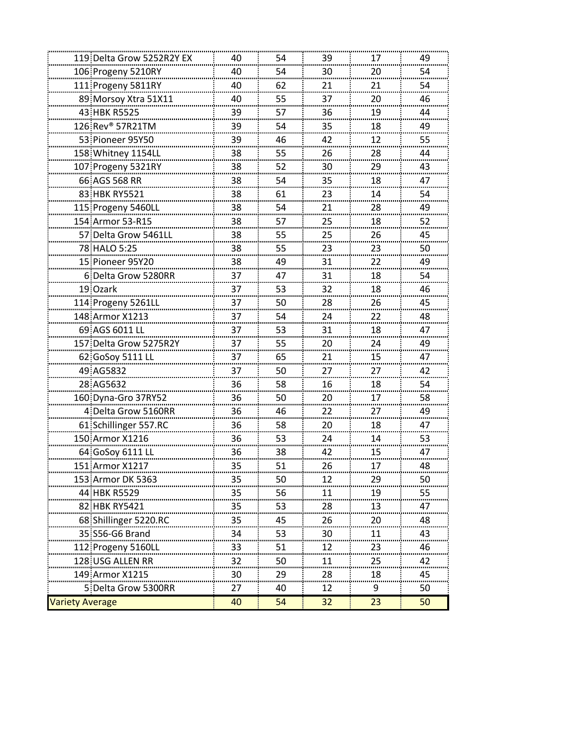| | | | | | | |
|---|---|---|---|---|---|---|
| 119 | Delta Grow 5252R2Y EX | 40 | 54 | 39 | 17 | 49 |
| 106 | Progeny 5210RY | 40 | 54 | 30 | 20 | 54 |
| 111 | Progeny 5811RY | 40 | 62 | 21 | 21 | 54 |
| 89 | Morsoy Xtra 51X11 | 40 | 55 | 37 | 20 | 46 |
| 43 | HBK R5525 | 39 | 57 | 36 | 19 | 44 |
| 126 | Rev® 57R21TM | 39 | 54 | 35 | 18 | 49 |
| 53 | Pioneer 95Y50 | 39 | 46 | 42 | 12 | 55 |
| 158 | Whitney 1154LL | 38 | 55 | 26 | 28 | 44 |
| 107 | Progeny 5321RY | 38 | 52 | 30 | 29 | 43 |
| 66 | AGS 568 RR | 38 | 54 | 35 | 18 | 47 |
| 83 | HBK RY5521 | 38 | 61 | 23 | 14 | 54 |
| 115 | Progeny 5460LL | 38 | 54 | 21 | 28 | 49 |
| 154 | Armor 53-R15 | 38 | 57 | 25 | 18 | 52 |
| 57 | Delta Grow 5461LL | 38 | 55 | 25 | 26 | 45 |
| 78 | HALO 5:25 | 38 | 55 | 23 | 23 | 50 |
| 15 | Pioneer 95Y20 | 38 | 49 | 31 | 22 | 49 |
| 6 | Delta Grow 5280RR | 37 | 47 | 31 | 18 | 54 |
| 19 | Ozark | 37 | 53 | 32 | 18 | 46 |
| 114 | Progeny 5261LL | 37 | 50 | 28 | 26 | 45 |
| 148 | Armor X1213 | 37 | 54 | 24 | 22 | 48 |
| 69 | AGS 6011 LL | 37 | 53 | 31 | 18 | 47 |
| 157 | Delta Grow 5275R2Y | 37 | 55 | 20 | 24 | 49 |
| 62 | GoSoy 5111 LL | 37 | 65 | 21 | 15 | 47 |
| 49 | AG5832 | 37 | 50 | 27 | 27 | 42 |
| 28 | AG5632 | 36 | 58 | 16 | 18 | 54 |
| 160 | Dyna-Gro 37RY52 | 36 | 50 | 20 | 17 | 58 |
| 4 | Delta Grow 5160RR | 36 | 46 | 22 | 27 | 49 |
| 61 | Schillinger 557.RC | 36 | 58 | 20 | 18 | 47 |
| 150 | Armor X1216 | 36 | 53 | 24 | 14 | 53 |
| 64 | GoSoy 6111 LL | 36 | 38 | 42 | 15 | 47 |
| 151 | Armor X1217 | 35 | 51 | 26 | 17 | 48 |
| 153 | Armor DK 5363 | 35 | 50 | 12 | 29 | 50 |
| 44 | HBK R5529 | 35 | 56 | 11 | 19 | 55 |
| 82 | HBK RY5421 | 35 | 53 | 28 | 13 | 47 |
| 68 | Shillinger 5220.RC | 35 | 45 | 26 | 20 | 48 |
| 35 | S56-G6 Brand | 34 | 53 | 30 | 11 | 43 |
| 112 | Progeny 5160LL | 33 | 51 | 12 | 23 | 46 |
| 128 | USG ALLEN RR | 32 | 50 | 11 | 25 | 42 |
| 149 | Armor X1215 | 30 | 29 | 28 | 18 | 45 |
| 5 | Delta Grow 5300RR | 27 | 40 | 12 | 9 | 50 |
| Variety Average | | 40 | 54 | 32 | 23 | 50 |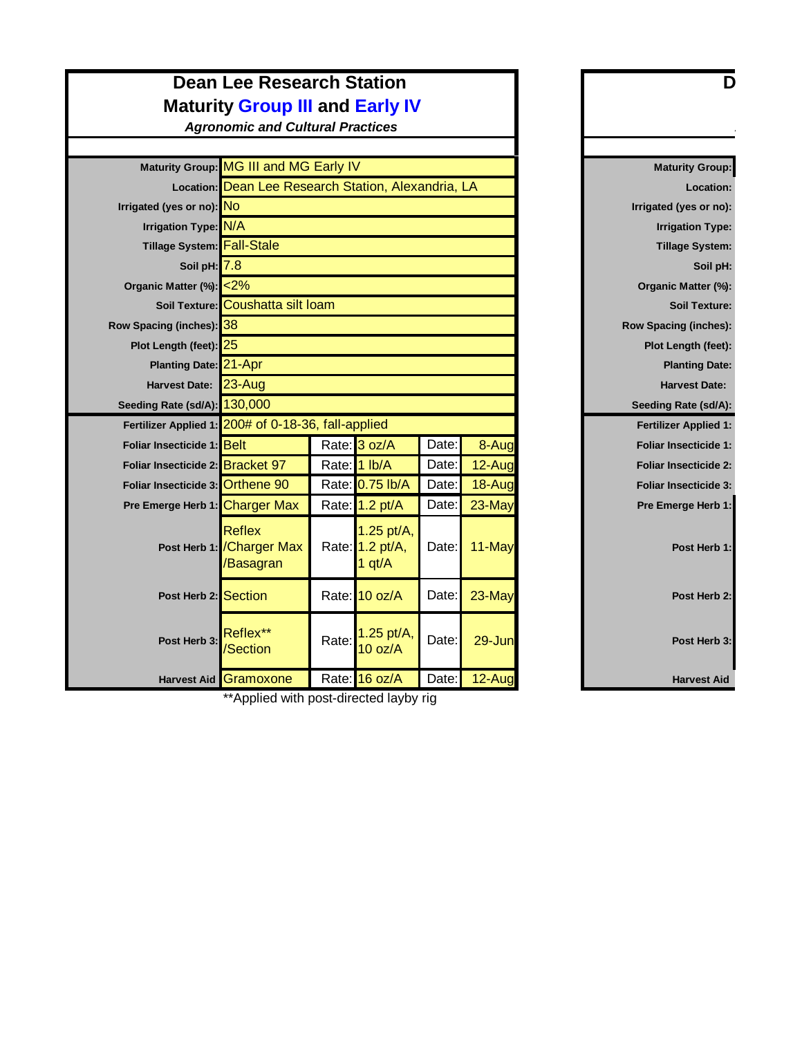# Dean Lee Research Station

## Maturity Group III and Early IV

***Agronomic and Cultural Practices***

| | | | | | |
|---|---|---|---|---|---|
| **Maturity Group:** | MG III and MG Early IV | | | | |
| **Location:** | Dean Lee Research Station, Alexandria, LA | | | | |
| **Irrigated (yes or no):** | No | | | | |
| **Irrigation Type:** | N/A | | | | |
| **Tillage System:** | Fall-Stale | | | | |
| **Soil pH:** | 7.8 | | | | |
| **Organic Matter (%):** | <2% | | | | |
| **Soil Texture:** | Coushatta silt loam | | | | |
| **Row Spacing (inches):** | 38 | | | | |
| **Plot Length (feet):** | 25 | | | | |
| **Planting Date:** | 21-Apr | | | | |
| **Harvest Date:** | 23-Aug | | | | |
| **Seeding Rate (sd/A):** | 130,000 | | | | |
| **Fertilizer Applied 1:** | 200# of 0-18-36, fall-applied | | | | |
| **Foliar Insecticide 1:** | Belt | Rate: | 3 oz/A | Date: | 8-Aug |
| **Foliar Insecticide 2:** | Bracket 97 | Rate: | 1 lb/A | Date: | 12-Aug |
| **Foliar Insecticide 3:** | Orthene 90 | Rate: | 0.75 lb/A | Date: | 18-Aug |
| **Pre Emerge Herb 1:** | Charger Max | Rate: | 1.2 pt/A | Date: | 23-May |
| **Post Herb 1:** | Reflex /Charger Max /Basagran | Rate: | 1.25 pt/A, 1.2 pt/A, 1 qt/A | Date: | 11-May |
| **Post Herb 2:** | Section | Rate: | 10 oz/A | Date: | 23-May |
| **Post Herb 3:** | Reflex** /Section | Rate: | 1.25 pt/A, 10 oz/A | Date: | 29-Jun |
| **Harvest Aid** | Gramoxone | Rate: | 16 oz/A | Date: | 12-Aug |

**Applied with post-directed layby rig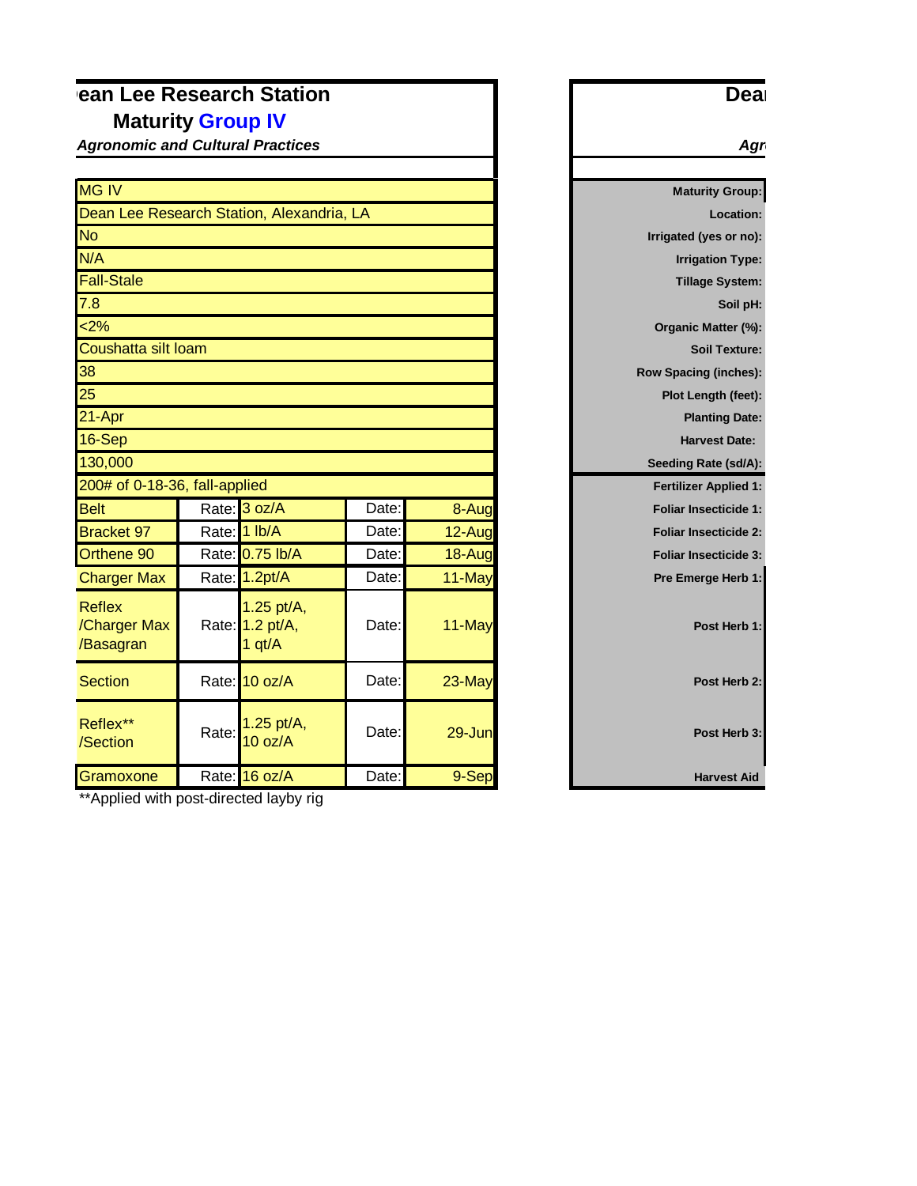# ean Lee Research Station

## Maturity Group IV

***Agronomic and Cultural Practices***

| | | | | | |
|---|---|---|---|---|---|
| Maturity Group: | MG IV | | | | |
| Location: | Dean Lee Research Station, Alexandria, LA | | | | |
| Irrigated (yes or no): | No | | | | |
| Irrigation Type: | N/A | | | | |
| Tillage System: | Fall-Stale | | | | |
| Soil pH: | 7.8 | | | | |
| Organic Matter (%): | <2% | | | | |
| Soil Texture: | Coushatta silt loam | | | | |
| Row Spacing (inches): | 38 | | | | |
| Plot Length (feet): | 25 | | | | |
| Planting Date: | 21-Apr | | | | |
| Harvest Date: | 16-Sep | | | | |
| Seeding Rate (sd/A): | 130,000 | | | | |
| Fertilizer Applied 1: | 200# of 0-18-36, fall-applied | | | | |
| Foliar Insecticide 1: | Belt | Rate: | 3 oz/A | Date: | 8-Aug |
| Foliar Insecticide 2: | Bracket 97 | Rate: | 1 lb/A | Date: | 12-Aug |
| Foliar Insecticide 3: | Orthene 90 | Rate: | 0.75 lb/A | Date: | 18-Aug |
| Pre Emerge Herb 1: | Charger Max | Rate: | 1.2pt/A | Date: | 11-May |
| Post Herb 1: | Reflex /Charger Max /Basagran | Rate: | 1.25 pt/A, 1.2 pt/A, 1 qt/A | Date: | 11-May |
| Post Herb 2: | Section | Rate: | 10 oz/A | Date: | 23-May |
| Post Herb 3: | Reflex** /Section | Rate: | 1.25 pt/A, 10 oz/A | Date: | 29-Jun |
| Harvest Aid | Gramoxone | Rate: | 16 oz/A | Date: | 9-Sep |

**Applied with post-directed layby rig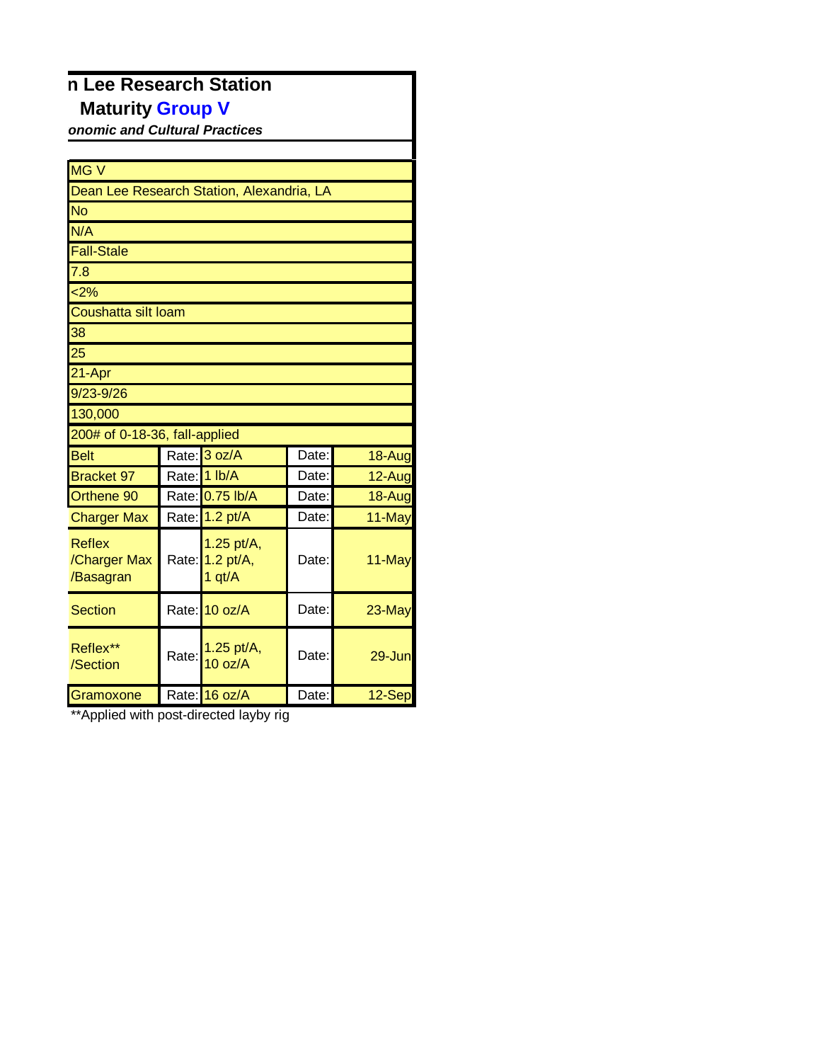# n Lee Research Station

## Maturity Group V

***onomic and Cultural Practices***

| | | | | |
|---|---|---|---|---|
| MG V | | | | |
| Dean Lee Research Station, Alexandria, LA | | | | |
| No | | | | |
| N/A | | | | |
| Fall-Stale | | | | |
| 7.8 | | | | |
| <2% | | | | |
| Coushatta silt loam | | | | |
| 38 | | | | |
| 25 | | | | |
| 21-Apr | | | | |
| 9/23-9/26 | | | | |
| 130,000 | | | | |
| 200# of 0-18-36, fall-applied | | | | |
| Belt | Rate: | 3 oz/A | Date: | 18-Aug |
| Bracket 97 | Rate: | 1 lb/A | Date: | 12-Aug |
| Orthene 90 | Rate: | 0.75 lb/A | Date: | 18-Aug |
| Charger Max | Rate: | 1.2 pt/A | Date: | 11-May |
| Reflex /Charger Max /Basagran | Rate: | 1.25 pt/A, 1.2 pt/A, 1 qt/A | Date: | 11-May |
| Section | Rate: | 10 oz/A | Date: | 23-May |
| Reflex** /Section | Rate: | 1.25 pt/A, 10 oz/A | Date: | 29-Jun |
| Gramoxone | Rate: | 16 oz/A | Date: | 12-Sep |

**Applied with post-directed layby rig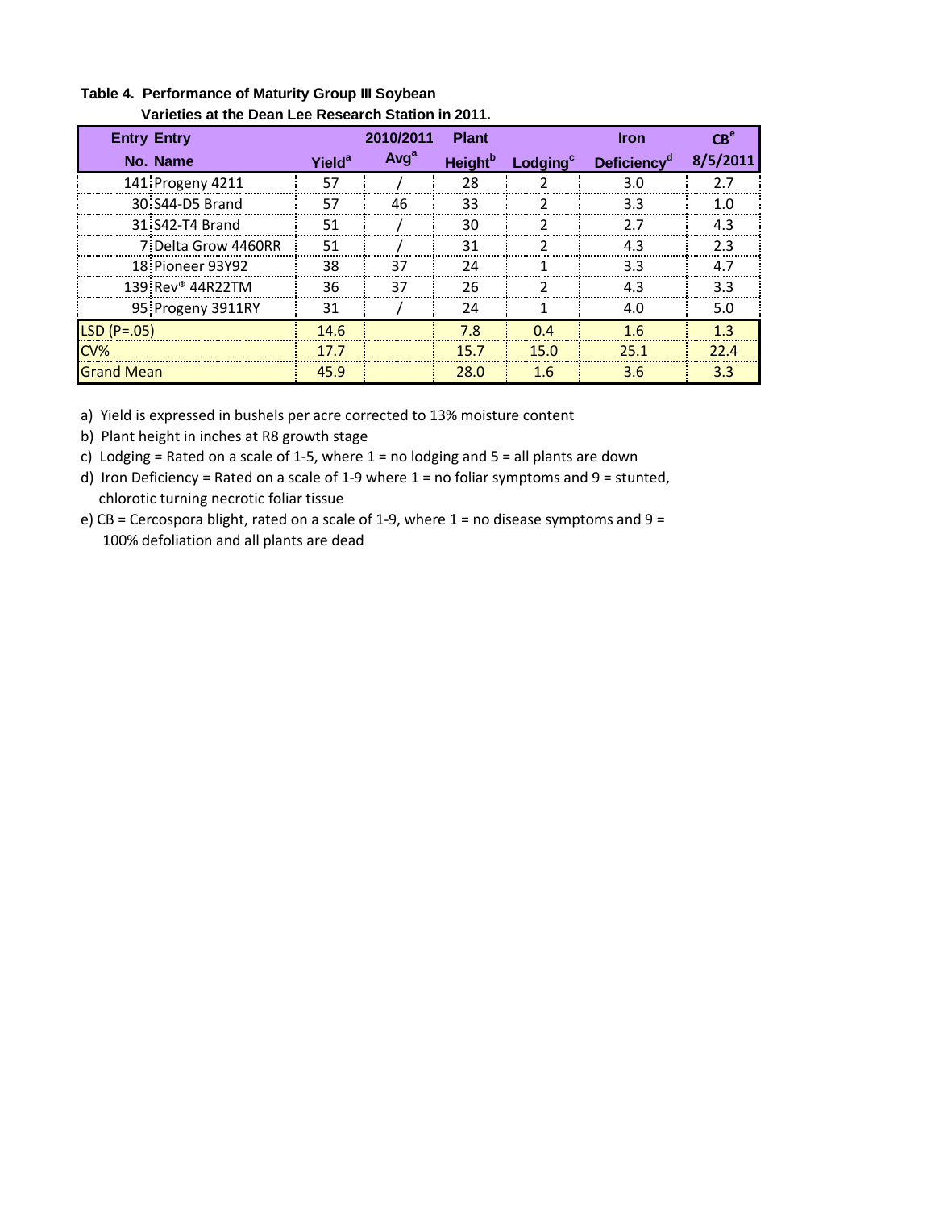**Table 4. Performance of Maturity Group III Soybean Varieties at the Dean Lee Research Station in 2011.**

| Entry No. | Entry Name | Yield[a] | 2010/2011 Avg[a] | Plant Height[b] | Lodging[c] | Iron Deficiency[d] | CB[e] 8/5/2011 |
|---|---|---|---|---|---|---|---|
| 141 | Progeny 4211 | 57 | / | 28 | 2 | 3.0 | 2.7 |
| 30 | S44-D5 Brand | 57 | 46 | 33 | 2 | 3.3 | 1.0 |
| 31 | S42-T4 Brand | 51 | / | 30 | 2 | 2.7 | 4.3 |
| 7 | Delta Grow 4460RR | 51 | / | 31 | 2 | 4.3 | 2.3 |
| 18 | Pioneer 93Y92 | 38 | 37 | 24 | 1 | 3.3 | 4.7 |
| 139 | Rev® 44R22TM | 36 | 37 | 26 | 2 | 4.3 | 3.3 |
| 95 | Progeny 3911RY | 31 | / | 24 | 1 | 4.0 | 5.0 |
| LSD (P=.05) | | 14.6 | | 7.8 | 0.4 | 1.6 | 1.3 |
| CV% | | 17.7 | | 15.7 | 15.0 | 25.1 | 22.4 |
| Grand Mean | | 45.9 | | 28.0 | 1.6 | 3.6 | 3.3 |

a) Yield is expressed in bushels per acre corrected to 13% moisture content

b) Plant height in inches at R8 growth stage

c) Lodging = Rated on a scale of 1-5, where 1 = no lodging and 5 = all plants are down

d) Iron Deficiency = Rated on a scale of 1-9 where 1 = no foliar symptoms and 9 = stunted, chlorotic turning necrotic foliar tissue

e) CB = Cercospora blight, rated on a scale of 1-9, where 1 = no disease symptoms and 9 = 100% defoliation and all plants are dead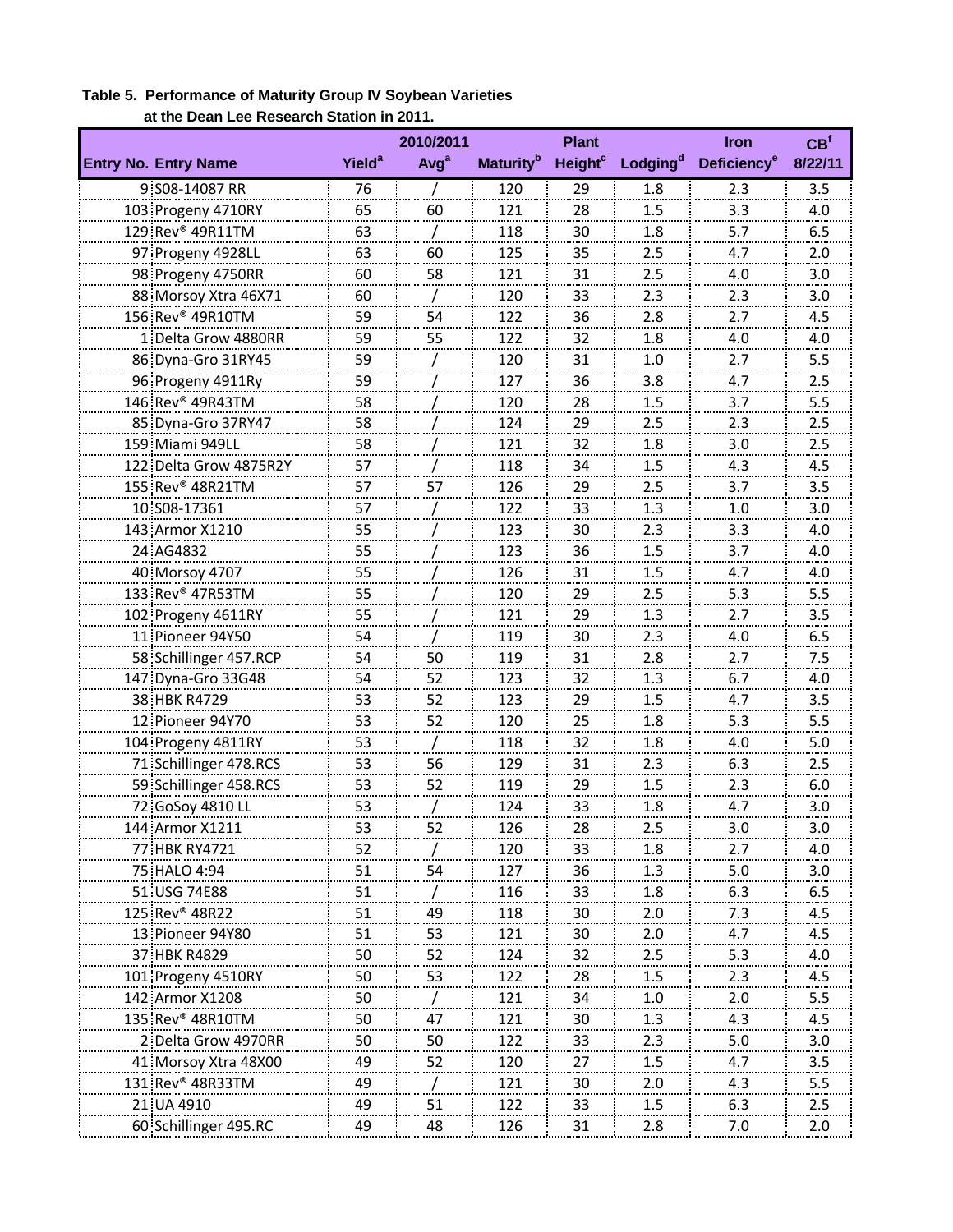**Table 5. Performance of Maturity Group IV Soybean Varieties at the Dean Lee Research Station in 2011.**

| Entry No. | Entry Name | Yield[a] | 2010/2011 Avg[a] | Maturity[b] | Plant Height[c] | Lodging[d] | Iron Deficiency[e] | CB[f] 8/22/11 |
|---|---|---|---|---|---|---|---|---|
| 9 | S08-14087 RR | 76 | / | 120 | 29 | 1.8 | 2.3 | 3.5 |
| 103 | Progeny 4710RY | 65 | 60 | 121 | 28 | 1.5 | 3.3 | 4.0 |
| 129 | Rev® 49R11TM | 63 | / | 118 | 30 | 1.8 | 5.7 | 6.5 |
| 97 | Progeny 4928LL | 63 | 60 | 125 | 35 | 2.5 | 4.7 | 2.0 |
| 98 | Progeny 4750RR | 60 | 58 | 121 | 31 | 2.5 | 4.0 | 3.0 |
| 88 | Morsoy Xtra 46X71 | 60 | / | 120 | 33 | 2.3 | 2.3 | 3.0 |
| 156 | Rev® 49R10TM | 59 | 54 | 122 | 36 | 2.8 | 2.7 | 4.5 |
| 1 | Delta Grow 4880RR | 59 | 55 | 122 | 32 | 1.8 | 4.0 | 4.0 |
| 86 | Dyna-Gro 31RY45 | 59 | / | 120 | 31 | 1.0 | 2.7 | 5.5 |
| 96 | Progeny 4911Ry | 59 | / | 127 | 36 | 3.8 | 4.7 | 2.5 |
| 146 | Rev® 49R43TM | 58 | / | 120 | 28 | 1.5 | 3.7 | 5.5 |
| 85 | Dyna-Gro 37RY47 | 58 | / | 124 | 29 | 2.5 | 2.3 | 2.5 |
| 159 | Miami 949LL | 58 | / | 121 | 32 | 1.8 | 3.0 | 2.5 |
| 122 | Delta Grow 4875R2Y | 57 | / | 118 | 34 | 1.5 | 4.3 | 4.5 |
| 155 | Rev® 48R21TM | 57 | 57 | 126 | 29 | 2.5 | 3.7 | 3.5 |
| 10 | S08-17361 | 57 | / | 122 | 33 | 1.3 | 1.0 | 3.0 |
| 143 | Armor X1210 | 55 | / | 123 | 30 | 2.3 | 3.3 | 4.0 |
| 24 | AG4832 | 55 | / | 123 | 36 | 1.5 | 3.7 | 4.0 |
| 40 | Morsoy 4707 | 55 | / | 126 | 31 | 1.5 | 4.7 | 4.0 |
| 133 | Rev® 47R53TM | 55 | / | 120 | 29 | 2.5 | 5.3 | 5.5 |
| 102 | Progeny 4611RY | 55 | / | 121 | 29 | 1.3 | 2.7 | 3.5 |
| 11 | Pioneer 94Y50 | 54 | / | 119 | 30 | 2.3 | 4.0 | 6.5 |
| 58 | Schillinger 457.RCP | 54 | 50 | 119 | 31 | 2.8 | 2.7 | 7.5 |
| 147 | Dyna-Gro 33G48 | 54 | 52 | 123 | 32 | 1.3 | 6.7 | 4.0 |
| 38 | HBK R4729 | 53 | 52 | 123 | 29 | 1.5 | 4.7 | 3.5 |
| 12 | Pioneer 94Y70 | 53 | 52 | 120 | 25 | 1.8 | 5.3 | 5.5 |
| 104 | Progeny 4811RY | 53 | / | 118 | 32 | 1.8 | 4.0 | 5.0 |
| 71 | Schillinger 478.RCS | 53 | 56 | 129 | 31 | 2.3 | 6.3 | 2.5 |
| 59 | Schillinger 458.RCS | 53 | 52 | 119 | 29 | 1.5 | 2.3 | 6.0 |
| 72 | GoSoy 4810 LL | 53 | / | 124 | 33 | 1.8 | 4.7 | 3.0 |
| 144 | Armor X1211 | 53 | 52 | 126 | 28 | 2.5 | 3.0 | 3.0 |
| 77 | HBK RY4721 | 52 | / | 120 | 33 | 1.8 | 2.7 | 4.0 |
| 75 | HALO 4:94 | 51 | 54 | 127 | 36 | 1.3 | 5.0 | 3.0 |
| 51 | USG 74E88 | 51 | / | 116 | 33 | 1.8 | 6.3 | 6.5 |
| 125 | Rev® 48R22 | 51 | 49 | 118 | 30 | 2.0 | 7.3 | 4.5 |
| 13 | Pioneer 94Y80 | 51 | 53 | 121 | 30 | 2.0 | 4.7 | 4.5 |
| 37 | HBK R4829 | 50 | 52 | 124 | 32 | 2.5 | 5.3 | 4.0 |
| 101 | Progeny 4510RY | 50 | 53 | 122 | 28 | 1.5 | 2.3 | 4.5 |
| 142 | Armor X1208 | 50 | / | 121 | 34 | 1.0 | 2.0 | 5.5 |
| 135 | Rev® 48R10TM | 50 | 47 | 121 | 30 | 1.3 | 4.3 | 4.5 |
| 2 | Delta Grow 4970RR | 50 | 50 | 122 | 33 | 2.3 | 5.0 | 3.0 |
| 41 | Morsoy Xtra 48X00 | 49 | 52 | 120 | 27 | 1.5 | 4.7 | 3.5 |
| 131 | Rev® 48R33TM | 49 | / | 121 | 30 | 2.0 | 4.3 | 5.5 |
| 21 | UA 4910 | 49 | 51 | 122 | 33 | 1.5 | 6.3 | 2.5 |
| 60 | Schillinger 495.RC | 49 | 48 | 126 | 31 | 2.8 | 7.0 | 2.0 |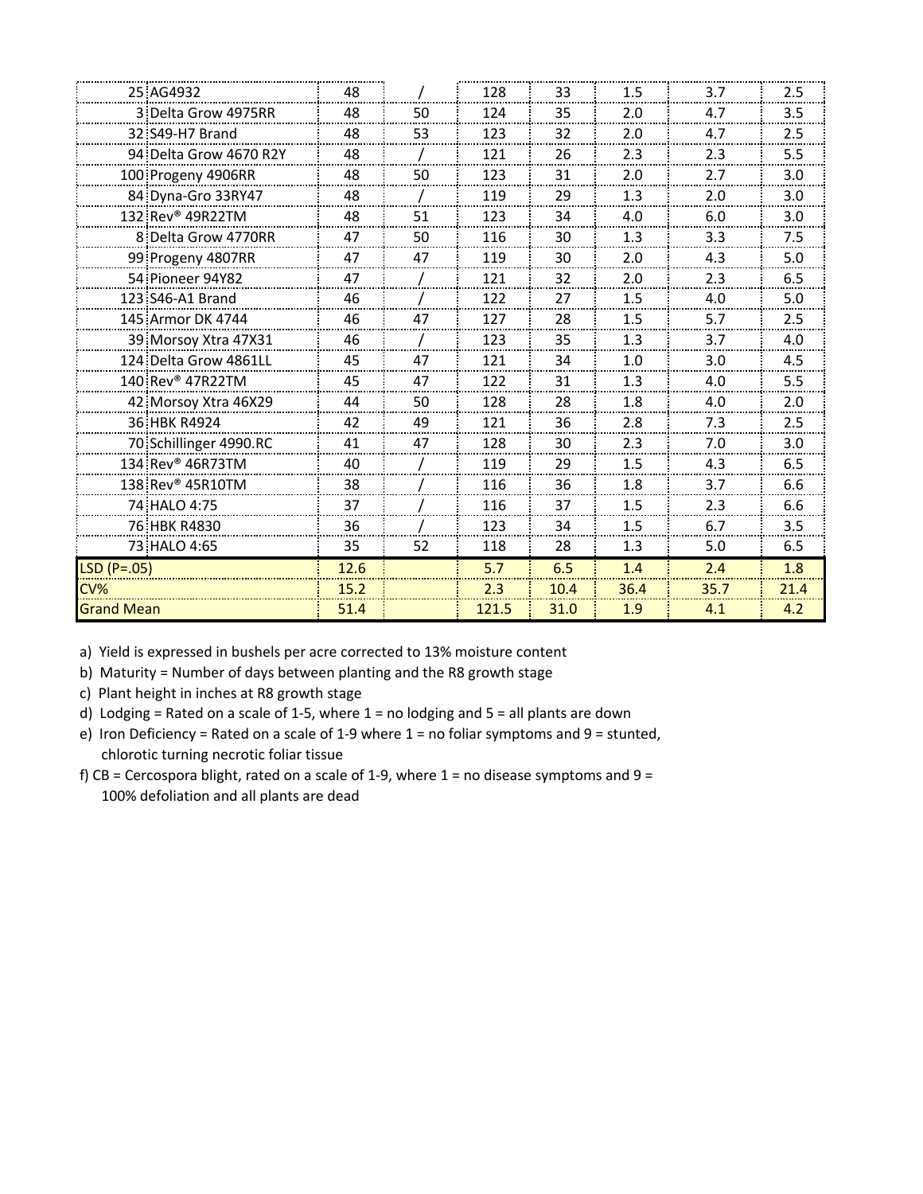| | | | | | | | | |
|---|---|---|---|---|---|---|---|---|
| 25 | AG4932 | 48 | / | 128 | 33 | 1.5 | 3.7 | 2.5 |
| 3 | Delta Grow 4975RR | 48 | 50 | 124 | 35 | 2.0 | 4.7 | 3.5 |
| 32 | S49-H7 Brand | 48 | 53 | 123 | 32 | 2.0 | 4.7 | 2.5 |
| 94 | Delta Grow 4670 R2Y | 48 | / | 121 | 26 | 2.3 | 2.3 | 5.5 |
| 100 | Progeny 4906RR | 48 | 50 | 123 | 31 | 2.0 | 2.7 | 3.0 |
| 84 | Dyna-Gro 33RY47 | 48 | / | 119 | 29 | 1.3 | 2.0 | 3.0 |
| 132 | Rev® 49R22TM | 48 | 51 | 123 | 34 | 4.0 | 6.0 | 3.0 |
| 8 | Delta Grow 4770RR | 47 | 50 | 116 | 30 | 1.3 | 3.3 | 7.5 |
| 99 | Progeny 4807RR | 47 | 47 | 119 | 30 | 2.0 | 4.3 | 5.0 |
| 54 | Pioneer 94Y82 | 47 | / | 121 | 32 | 2.0 | 2.3 | 6.5 |
| 123 | S46-A1 Brand | 46 | / | 122 | 27 | 1.5 | 4.0 | 5.0 |
| 145 | Armor DK 4744 | 46 | 47 | 127 | 28 | 1.5 | 5.7 | 2.5 |
| 39 | Morsoy Xtra 47X31 | 46 | / | 123 | 35 | 1.3 | 3.7 | 4.0 |
| 124 | Delta Grow 4861LL | 45 | 47 | 121 | 34 | 1.0 | 3.0 | 4.5 |
| 140 | Rev® 47R22TM | 45 | 47 | 122 | 31 | 1.3 | 4.0 | 5.5 |
| 42 | Morsoy Xtra 46X29 | 44 | 50 | 128 | 28 | 1.8 | 4.0 | 2.0 |
| 36 | HBK R4924 | 42 | 49 | 121 | 36 | 2.8 | 7.3 | 2.5 |
| 70 | Schillinger 4990.RC | 41 | 47 | 128 | 30 | 2.3 | 7.0 | 3.0 |
| 134 | Rev® 46R73TM | 40 | / | 119 | 29 | 1.5 | 4.3 | 6.5 |
| 138 | Rev® 45R10TM | 38 | / | 116 | 36 | 1.8 | 3.7 | 6.6 |
| 74 | HALO 4:75 | 37 | / | 116 | 37 | 1.5 | 2.3 | 6.6 |
| 76 | HBK R4830 | 36 | / | 123 | 34 | 1.5 | 6.7 | 3.5 |
| 73 | HALO 4:65 | 35 | 52 | 118 | 28 | 1.3 | 5.0 | 6.5 |
| LSD (P=.05) | | 12.6 | | 5.7 | 6.5 | 1.4 | 2.4 | 1.8 |
| CV% | | 15.2 | | 2.3 | 10.4 | 36.4 | 35.7 | 21.4 |
| Grand Mean | | 51.4 | | 121.5 | 31.0 | 1.9 | 4.1 | 4.2 |

a) Yield is expressed in bushels per acre corrected to 13% moisture content

b) Maturity = Number of days between planting and the R8 growth stage

c) Plant height in inches at R8 growth stage

d) Lodging = Rated on a scale of 1-5, where 1 = no lodging and 5 = all plants are down

e) Iron Deficiency = Rated on a scale of 1-9 where 1 = no foliar symptoms and 9 = stunted, chlorotic turning necrotic foliar tissue

f) CB = Cercospora blight, rated on a scale of 1-9, where 1 = no disease symptoms and 9 = 100% defoliation and all plants are dead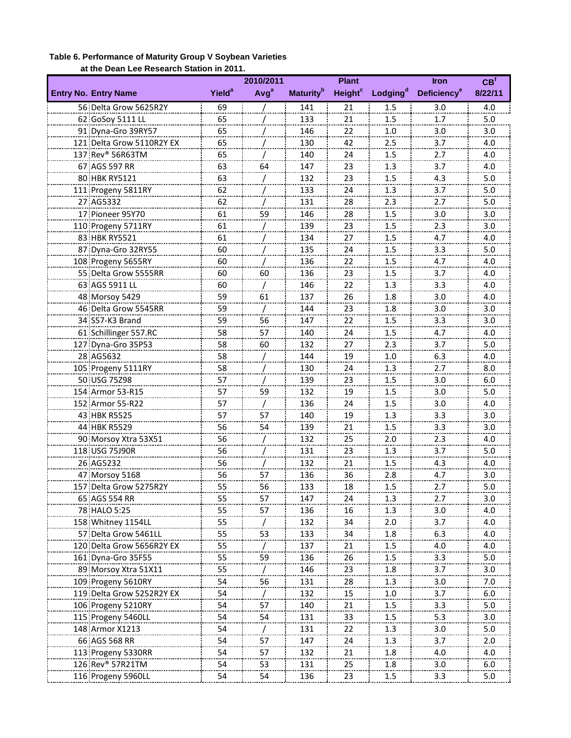**Table 6. Performance of Maturity Group V Soybean Varieties at the Dean Lee Research Station in 2011.**

| Entry No. | Entry Name | Yield[a] | 2010/2011 Avg[a] | Maturity[b] | Plant Height[c] | Lodging[d] | Iron Deficiency[e] | CB[f] 8/22/11 |
|---|---|---|---|---|---|---|---|---|
| 56 | Delta Grow 5625R2Y | 69 | / | 141 | 21 | 1.5 | 3.0 | 4.0 |
| 62 | GoSoy 5111 LL | 65 | / | 133 | 21 | 1.5 | 1.7 | 5.0 |
| 91 | Dyna-Gro 39RY57 | 65 | / | 146 | 22 | 1.0 | 3.0 | 3.0 |
| 121 | Delta Grow 5110R2Y EX | 65 | / | 130 | 42 | 2.5 | 3.7 | 4.0 |
| 137 | Rev® 56R63TM | 65 | / | 140 | 24 | 1.5 | 2.7 | 4.0 |
| 67 | AGS 597 RR | 63 | 64 | 147 | 23 | 1.3 | 3.7 | 4.0 |
| 80 | HBK RY5121 | 63 | / | 132 | 23 | 1.5 | 4.3 | 5.0 |
| 111 | Progeny 5811RY | 62 | / | 133 | 24 | 1.3 | 3.7 | 5.0 |
| 27 | AG5332 | 62 | / | 131 | 28 | 2.3 | 2.7 | 5.0 |
| 17 | Pioneer 95Y70 | 61 | 59 | 146 | 28 | 1.5 | 3.0 | 3.0 |
| 110 | Progeny 5711RY | 61 | / | 139 | 23 | 1.5 | 2.3 | 3.0 |
| 83 | HBK RY5521 | 61 | / | 134 | 27 | 1.5 | 4.7 | 4.0 |
| 87 | Dyna-Gro 32RY55 | 60 | / | 135 | 24 | 1.5 | 3.3 | 5.0 |
| 108 | Progeny 5655RY | 60 | / | 136 | 22 | 1.5 | 4.7 | 4.0 |
| 55 | Delta Grow 5555RR | 60 | 60 | 136 | 23 | 1.5 | 3.7 | 4.0 |
| 63 | AGS 5911 LL | 60 | / | 146 | 22 | 1.3 | 3.3 | 4.0 |
| 48 | Morsoy 5429 | 59 | 61 | 137 | 26 | 1.8 | 3.0 | 4.0 |
| 46 | Delta Grow 5545RR | 59 | / | 144 | 23 | 1.8 | 3.0 | 3.0 |
| 34 | S57-K3 Brand | 59 | 56 | 147 | 22 | 1.5 | 3.3 | 3.0 |
| 61 | Schillinger 557.RC | 58 | 57 | 140 | 24 | 1.5 | 4.7 | 4.0 |
| 127 | Dyna-Gro 35P53 | 58 | 60 | 132 | 27 | 2.3 | 3.7 | 5.0 |
| 28 | AG5632 | 58 | / | 144 | 19 | 1.0 | 6.3 | 4.0 |
| 105 | Progeny 5111RY | 58 | / | 130 | 24 | 1.3 | 2.7 | 8.0 |
| 50 | USG 75Z98 | 57 | / | 139 | 23 | 1.5 | 3.0 | 6.0 |
| 154 | Armor 53-R15 | 57 | 59 | 132 | 19 | 1.5 | 3.0 | 5.0 |
| 152 | Armor 55-R22 | 57 | / | 136 | 24 | 1.5 | 3.0 | 4.0 |
| 43 | HBK R5525 | 57 | 57 | 140 | 19 | 1.3 | 3.3 | 3.0 |
| 44 | HBK R5529 | 56 | 54 | 139 | 21 | 1.5 | 3.3 | 3.0 |
| 90 | Morsoy Xtra 53X51 | 56 | / | 132 | 25 | 2.0 | 2.3 | 4.0 |
| 118 | USG 75J90R | 56 | / | 131 | 23 | 1.3 | 3.7 | 5.0 |
| 26 | AG5232 | 56 | / | 132 | 21 | 1.5 | 4.3 | 4.0 |
| 47 | Morsoy 5168 | 56 | 57 | 136 | 36 | 2.8 | 4.7 | 3.0 |
| 157 | Delta Grow 5275R2Y | 55 | 56 | 133 | 18 | 1.5 | 2.7 | 5.0 |
| 65 | AGS 554 RR | 55 | 57 | 147 | 24 | 1.3 | 2.7 | 3.0 |
| 78 | HALO 5:25 | 55 | 57 | 136 | 16 | 1.3 | 3.0 | 4.0 |
| 158 | Whitney 1154LL | 55 | / | 132 | 34 | 2.0 | 3.7 | 4.0 |
| 57 | Delta Grow 5461LL | 55 | 53 | 133 | 34 | 1.8 | 6.3 | 4.0 |
| 120 | Delta Grow 5656R2Y EX | 55 | / | 137 | 21 | 1.5 | 4.0 | 4.0 |
| 161 | Dyna-Gro 35F55 | 55 | 59 | 136 | 26 | 1.5 | 3.3 | 5.0 |
| 89 | Morsoy Xtra 51X11 | 55 | / | 146 | 23 | 1.8 | 3.7 | 3.0 |
| 109 | Progeny 5610RY | 54 | 56 | 131 | 28 | 1.3 | 3.0 | 7.0 |
| 119 | Delta Grow 5252R2Y EX | 54 | / | 132 | 15 | 1.0 | 3.7 | 6.0 |
| 106 | Progeny 5210RY | 54 | 57 | 140 | 21 | 1.5 | 3.3 | 5.0 |
| 115 | Progeny 5460LL | 54 | 54 | 131 | 33 | 1.5 | 5.3 | 3.0 |
| 148 | Armor X1213 | 54 | / | 131 | 22 | 1.3 | 3.0 | 5.0 |
| 66 | AGS 568 RR | 54 | 57 | 147 | 24 | 1.3 | 3.7 | 2.0 |
| 113 | Progeny 5330RR | 54 | 57 | 132 | 21 | 1.8 | 4.0 | 4.0 |
| 126 | Rev® 57R21TM | 54 | 53 | 131 | 25 | 1.8 | 3.0 | 6.0 |
| 116 | Progeny 5960LL | 54 | 54 | 136 | 23 | 1.5 | 3.3 | 5.0 |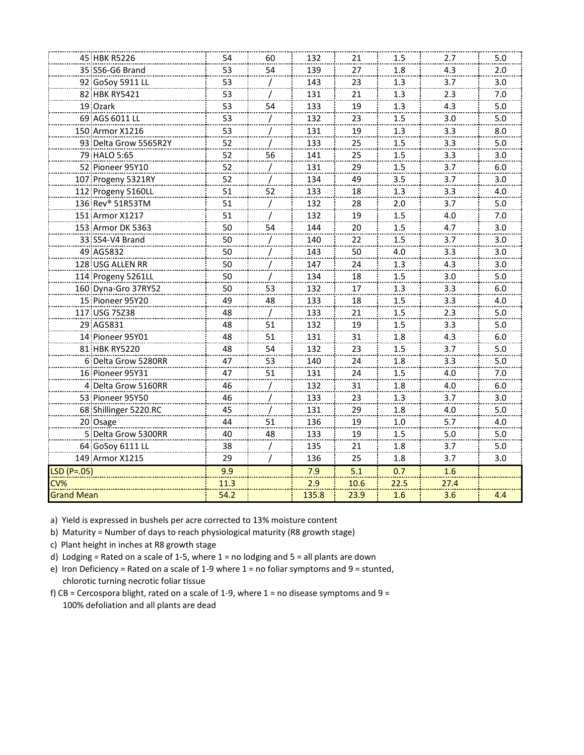| | | | | | | | | |
|---|---|---|---|---|---|---|---|---|
| 45 | HBK R5226 | 54 | 60 | 132 | 21 | 1.5 | 2.7 | 5.0 |
| 35 | S56-G6 Brand | 53 | 54 | 139 | 27 | 1.8 | 4.3 | 2.0 |
| 92 | GoSoy 5911 LL | 53 | / | 143 | 23 | 1.3 | 3.7 | 3.0 |
| 82 | HBK RY5421 | 53 | / | 131 | 21 | 1.3 | 2.3 | 7.0 |
| 19 | Ozark | 53 | 54 | 133 | 19 | 1.3 | 4.3 | 5.0 |
| 69 | AGS 6011 LL | 53 | / | 132 | 23 | 1.5 | 3.0 | 5.0 |
| 150 | Armor X1216 | 53 | / | 131 | 19 | 1.3 | 3.3 | 8.0 |
| 93 | Delta Grow 5565R2Y | 52 | / | 133 | 25 | 1.5 | 3.3 | 5.0 |
| 79 | HALO 5:65 | 52 | 56 | 141 | 25 | 1.5 | 3.3 | 3.0 |
| 52 | Pioneer 95Y10 | 52 | / | 131 | 29 | 1.5 | 3.7 | 6.0 |
| 107 | Progeny 5321RY | 52 | / | 134 | 49 | 3.5 | 3.7 | 3.0 |
| 112 | Progeny 5160LL | 51 | 52 | 133 | 18 | 1.3 | 3.3 | 4.0 |
| 136 | Rev® 51R53TM | 51 | / | 132 | 28 | 2.0 | 3.7 | 5.0 |
| 151 | Armor X1217 | 51 | / | 132 | 19 | 1.5 | 4.0 | 7.0 |
| 153 | Armor DK 5363 | 50 | 54 | 144 | 20 | 1.5 | 4.7 | 3.0 |
| 33 | S54-V4 Brand | 50 | / | 140 | 22 | 1.5 | 3.7 | 3.0 |
| 49 | AG5832 | 50 | / | 143 | 50 | 4.0 | 3.3 | 3.0 |
| 128 | USG ALLEN RR | 50 | / | 147 | 24 | 1.3 | 4.3 | 3.0 |
| 114 | Progeny 5261LL | 50 | / | 134 | 18 | 1.5 | 3.0 | 5.0 |
| 160 | Dyna-Gro 37RY52 | 50 | 53 | 132 | 17 | 1.3 | 3.3 | 6.0 |
| 15 | Pioneer 95Y20 | 49 | 48 | 133 | 18 | 1.5 | 3.3 | 4.0 |
| 117 | USG 75Z38 | 48 | / | 133 | 21 | 1.5 | 2.3 | 5.0 |
| 29 | AG5831 | 48 | 51 | 132 | 19 | 1.5 | 3.3 | 5.0 |
| 14 | Pioneer 95Y01 | 48 | 51 | 131 | 31 | 1.8 | 4.3 | 6.0 |
| 81 | HBK RY5220 | 48 | 54 | 132 | 23 | 1.5 | 3.7 | 5.0 |
| 6 | Delta Grow 5280RR | 47 | 53 | 140 | 24 | 1.8 | 3.3 | 5.0 |
| 16 | Pioneer 95Y31 | 47 | 51 | 131 | 24 | 1.5 | 4.0 | 7.0 |
| 4 | Delta Grow 5160RR | 46 | / | 132 | 31 | 1.8 | 4.0 | 6.0 |
| 53 | Pioneer 95Y50 | 46 | / | 133 | 23 | 1.3 | 3.7 | 3.0 |
| 68 | Shillinger 5220.RC | 45 | / | 131 | 29 | 1.8 | 4.0 | 5.0 |
| 20 | Osage | 44 | 51 | 136 | 19 | 1.0 | 5.7 | 4.0 |
| 5 | Delta Grow 5300RR | 40 | 48 | 133 | 19 | 1.5 | 5.0 | 5.0 |
| 64 | GoSoy 6111 LL | 38 | / | 135 | 21 | 1.8 | 3.7 | 5.0 |
| 149 | Armor X1215 | 29 | / | 136 | 25 | 1.8 | 3.7 | 3.0 |
| LSD (P=.05) | | 9.9 | | 7.9 | 5.1 | 0.7 | 1.6 | |
| CV% | | 11.3 | | 2.9 | 10.6 | 22.5 | 27.4 | |
| Grand Mean | | 54.2 | | 135.8 | 23.9 | 1.6 | 3.6 | 4.4 |

a) Yield is expressed in bushels per acre corrected to 13% moisture content

b) Maturity = Number of days to reach physiological maturity (R8 growth stage)

c) Plant height in inches at R8 growth stage

d) Lodging = Rated on a scale of 1-5, where 1 = no lodging and 5 = all plants are down

e) Iron Deficiency = Rated on a scale of 1-9 where 1 = no foliar symptoms and 9 = stunted, chlorotic turning necrotic foliar tissue

f) CB = Cercospora blight, rated on a scale of 1-9, where 1 = no disease symptoms and 9 = 100% defoliation and all plants are dead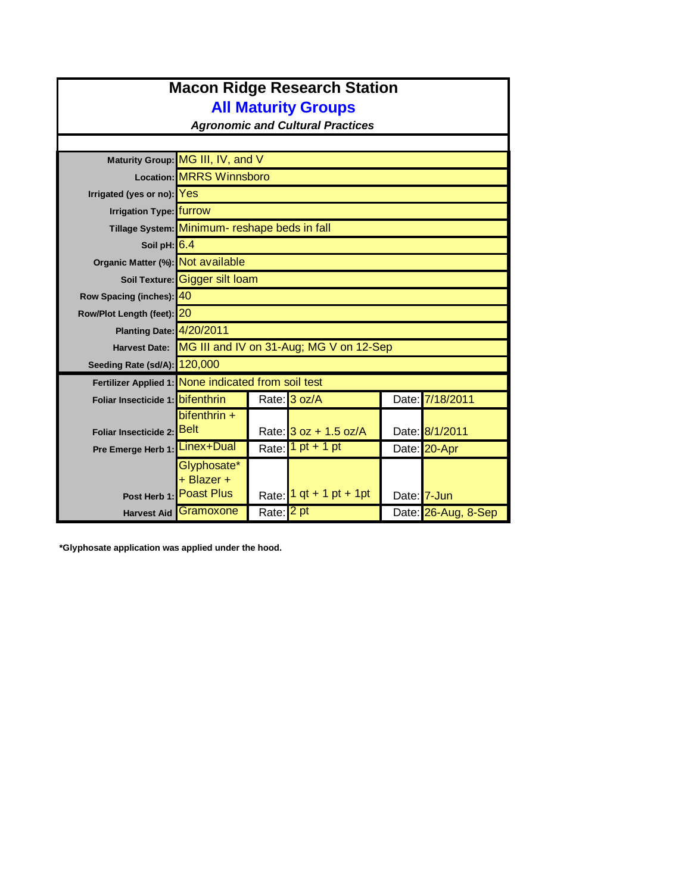# Macon Ridge Research Station

## All Maturity Groups

***Agronomic and Cultural Practices***

| | | | | | |
|---|---|---|---|---|---|
| **Maturity Group:** | MG III, IV, and V | | | | |
| **Location:** | MRRS Winnsboro | | | | |
| **Irrigated (yes or no):** | Yes | | | | |
| **Irrigation Type:** | furrow | | | | |
| **Tillage System:** | Minimum- reshape beds in fall | | | | |
| **Soil pH:** | 6.4 | | | | |
| **Organic Matter (%):** | Not available | | | | |
| **Soil Texture:** | Gigger silt loam | | | | |
| **Row Spacing (inches):** | 40 | | | | |
| **Row/Plot Length (feet):** | 20 | | | | |
| **Planting Date:** | 4/20/2011 | | | | |
| **Harvest Date:** | MG III and IV on 31-Aug; MG V on 12-Sep | | | | |
| **Seeding Rate (sd/A):** | 120,000 | | | | |
| **Fertilizer Applied 1:** | None indicated from soil test | | | | |
| **Foliar Insecticide 1:** | bifenthrin | Rate: | 3 oz/A | Date: | 7/18/2011 |
| **Foliar Insecticide 2:** | bifenthrin + Belt | Rate: | 3 oz + 1.5 oz/A | Date: | 8/1/2011 |
| **Pre Emerge Herb 1:** | Linex+Dual | Rate: | 1 pt + 1 pt | Date: | 20-Apr |
| **Post Herb 1:** | Glyphosate* + Blazer + Poast Plus | Rate: | 1 qt + 1 pt + 1pt | Date: | 7-Jun |
| **Harvest Aid** | Gramoxone | Rate: | 2 pt | Date: | 26-Aug, 8-Sep |

**\*Glyphosate application was applied under the hood.**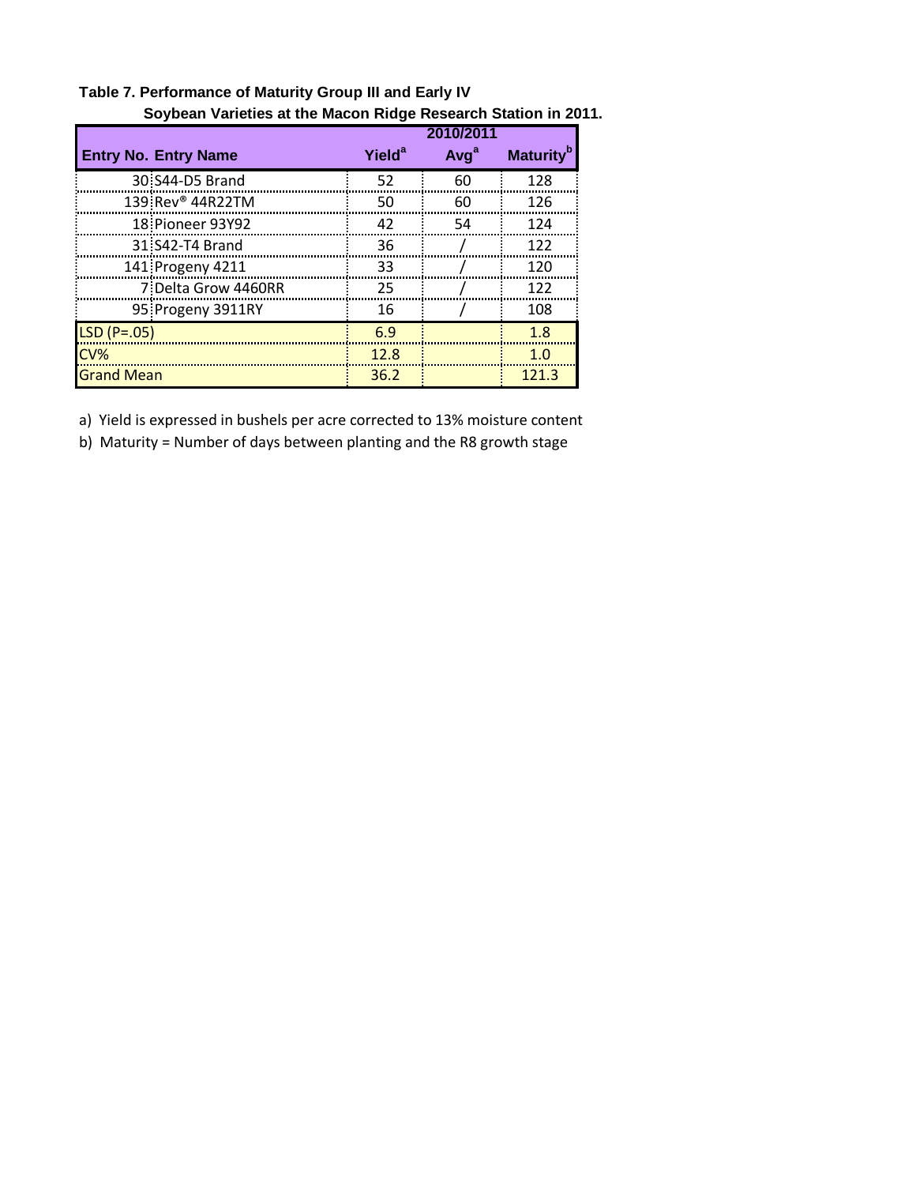**Table 7. Performance of Maturity Group III and Early IV Soybean Varieties at the Macon Ridge Research Station in 2011.**

| Entry No. | Entry Name | Yield[a] | 2010/2011 Avg[a] | Maturity[b] |
|---|---|---|---|---|
| 30 | S44-D5 Brand | 52 | 60 | 128 |
| 139 | Rev® 44R22TM | 50 | 60 | 126 |
| 18 | Pioneer 93Y92 | 42 | 54 | 124 |
| 31 | S42-T4 Brand | 36 | / | 122 |
| 141 | Progeny 4211 | 33 | / | 120 |
| 7 | Delta Grow 4460RR | 25 | / | 122 |
| 95 | Progeny 3911RY | 16 | / | 108 |
| LSD (P=.05) | | 6.9 | | 1.8 |
| CV% | | 12.8 | | 1.0 |
| Grand Mean | | 36.2 | | 121.3 |

a) Yield is expressed in bushels per acre corrected to 13% moisture content

b) Maturity = Number of days between planting and the R8 growth stage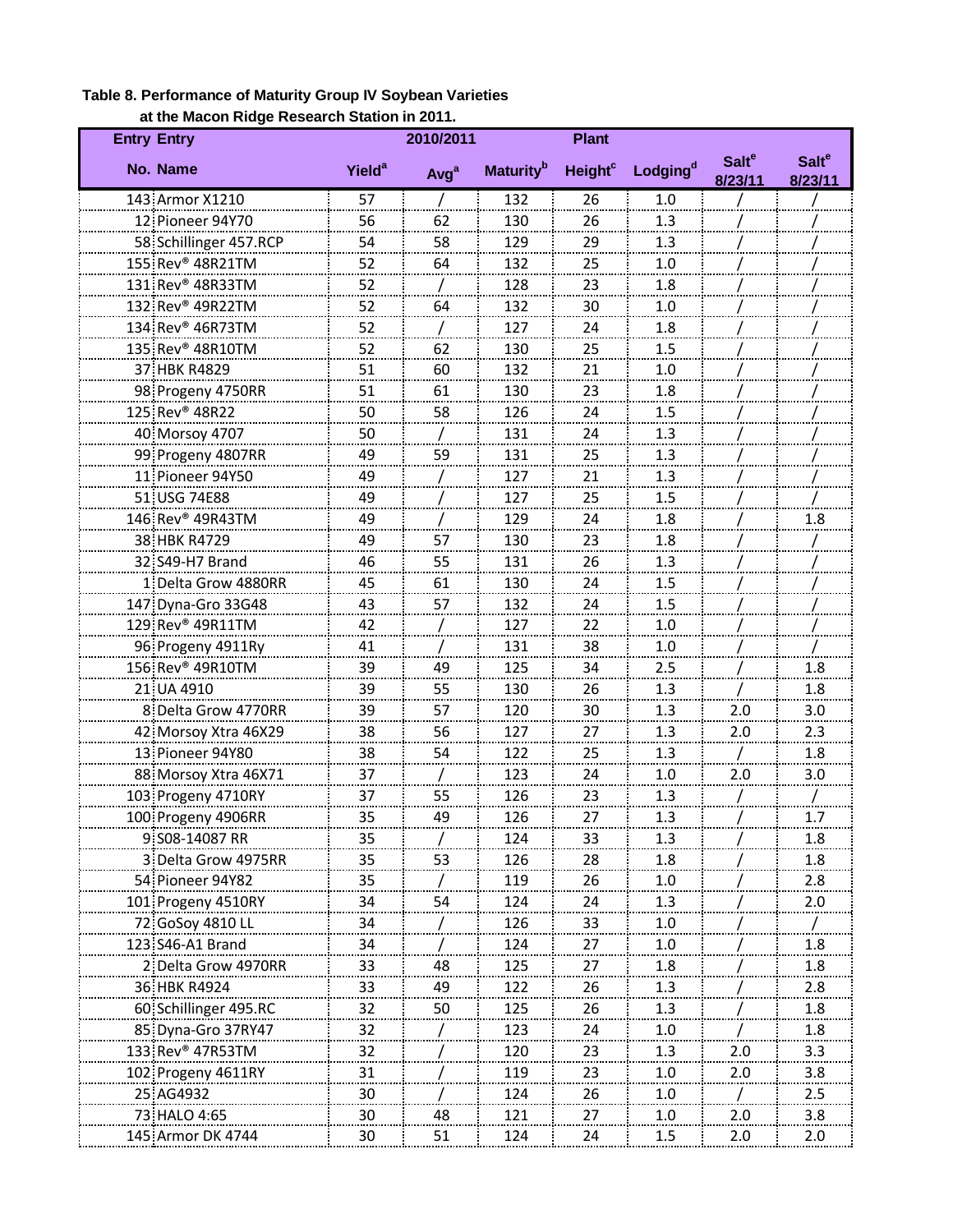**Table 8. Performance of Maturity Group IV Soybean Varieties at the Macon Ridge Research Station in 2011.**

| Entry No. | Entry Name | Yield[a] | 2010/2011 Avg[a] | Maturity[b] | Plant Height[c] | Lodging[d] | Salt[e] 8/23/11 | Salt[e] 8/23/11 |
|---|---|---|---|---|---|---|---|---|
| 143 | Armor X1210 | 57 | / | 132 | 26 | 1.0 | / | / |
| 12 | Pioneer 94Y70 | 56 | 62 | 130 | 26 | 1.3 | / | / |
| 58 | Schillinger 457.RCP | 54 | 58 | 129 | 29 | 1.3 | / | / |
| 155 | Rev® 48R21TM | 52 | 64 | 132 | 25 | 1.0 | / | / |
| 131 | Rev® 48R33TM | 52 | / | 128 | 23 | 1.8 | / | / |
| 132 | Rev® 49R22TM | 52 | 64 | 132 | 30 | 1.0 | / | / |
| 134 | Rev® 46R73TM | 52 | / | 127 | 24 | 1.8 | / | / |
| 135 | Rev® 48R10TM | 52 | 62 | 130 | 25 | 1.5 | / | / |
| 37 | HBK R4829 | 51 | 60 | 132 | 21 | 1.0 | / | / |
| 98 | Progeny 4750RR | 51 | 61 | 130 | 23 | 1.8 | / | / |
| 125 | Rev® 48R22 | 50 | 58 | 126 | 24 | 1.5 | / | / |
| 40 | Morsoy 4707 | 50 | / | 131 | 24 | 1.3 | / | / |
| 99 | Progeny 4807RR | 49 | 59 | 131 | 25 | 1.3 | / | / |
| 11 | Pioneer 94Y50 | 49 | / | 127 | 21 | 1.3 | / | / |
| 51 | USG 74E88 | 49 | / | 127 | 25 | 1.5 | / | / |
| 146 | Rev® 49R43TM | 49 | / | 129 | 24 | 1.8 | / | 1.8 |
| 38 | HBK R4729 | 49 | 57 | 130 | 23 | 1.8 | / | / |
| 32 | S49-H7 Brand | 46 | 55 | 131 | 26 | 1.3 | / | / |
| 1 | Delta Grow 4880RR | 45 | 61 | 130 | 24 | 1.5 | / | / |
| 147 | Dyna-Gro 33G48 | 43 | 57 | 132 | 24 | 1.5 | / | / |
| 129 | Rev® 49R11TM | 42 | / | 127 | 22 | 1.0 | / | / |
| 96 | Progeny 4911Ry | 41 | / | 131 | 38 | 1.0 | / | / |
| 156 | Rev® 49R10TM | 39 | 49 | 125 | 34 | 2.5 | / | 1.8 |
| 21 | UA 4910 | 39 | 55 | 130 | 26 | 1.3 | / | 1.8 |
| 8 | Delta Grow 4770RR | 39 | 57 | 120 | 30 | 1.3 | 2.0 | 3.0 |
| 42 | Morsoy Xtra 46X29 | 38 | 56 | 127 | 27 | 1.3 | 2.0 | 2.3 |
| 13 | Pioneer 94Y80 | 38 | 54 | 122 | 25 | 1.3 | / | 1.8 |
| 88 | Morsoy Xtra 46X71 | 37 | / | 123 | 24 | 1.0 | 2.0 | 3.0 |
| 103 | Progeny 4710RY | 37 | 55 | 126 | 23 | 1.3 | / | / |
| 100 | Progeny 4906RR | 35 | 49 | 126 | 27 | 1.3 | / | 1.7 |
| 9 | S08-14087 RR | 35 | / | 124 | 33 | 1.3 | / | 1.8 |
| 3 | Delta Grow 4975RR | 35 | 53 | 126 | 28 | 1.8 | / | 1.8 |
| 54 | Pioneer 94Y82 | 35 | / | 119 | 26 | 1.0 | / | 2.8 |
| 101 | Progeny 4510RY | 34 | 54 | 124 | 24 | 1.3 | / | 2.0 |
| 72 | GoSoy 4810 LL | 34 | / | 126 | 33 | 1.0 | / | / |
| 123 | S46-A1 Brand | 34 | / | 124 | 27 | 1.0 | / | 1.8 |
| 2 | Delta Grow 4970RR | 33 | 48 | 125 | 27 | 1.8 | / | 1.8 |
| 36 | HBK R4924 | 33 | 49 | 122 | 26 | 1.3 | / | 2.8 |
| 60 | Schillinger 495.RC | 32 | 50 | 125 | 26 | 1.3 | / | 1.8 |
| 85 | Dyna-Gro 37RY47 | 32 | / | 123 | 24 | 1.0 | / | 1.8 |
| 133 | Rev® 47R53TM | 32 | / | 120 | 23 | 1.3 | 2.0 | 3.3 |
| 102 | Progeny 4611RY | 31 | / | 119 | 23 | 1.0 | 2.0 | 3.8 |
| 25 | AG4932 | 30 | / | 124 | 26 | 1.0 | / | 2.5 |
| 73 | HALO 4:65 | 30 | 48 | 121 | 27 | 1.0 | 2.0 | 3.8 |
| 145 | Armor DK 4744 | 30 | 51 | 124 | 24 | 1.5 | 2.0 | 2.0 |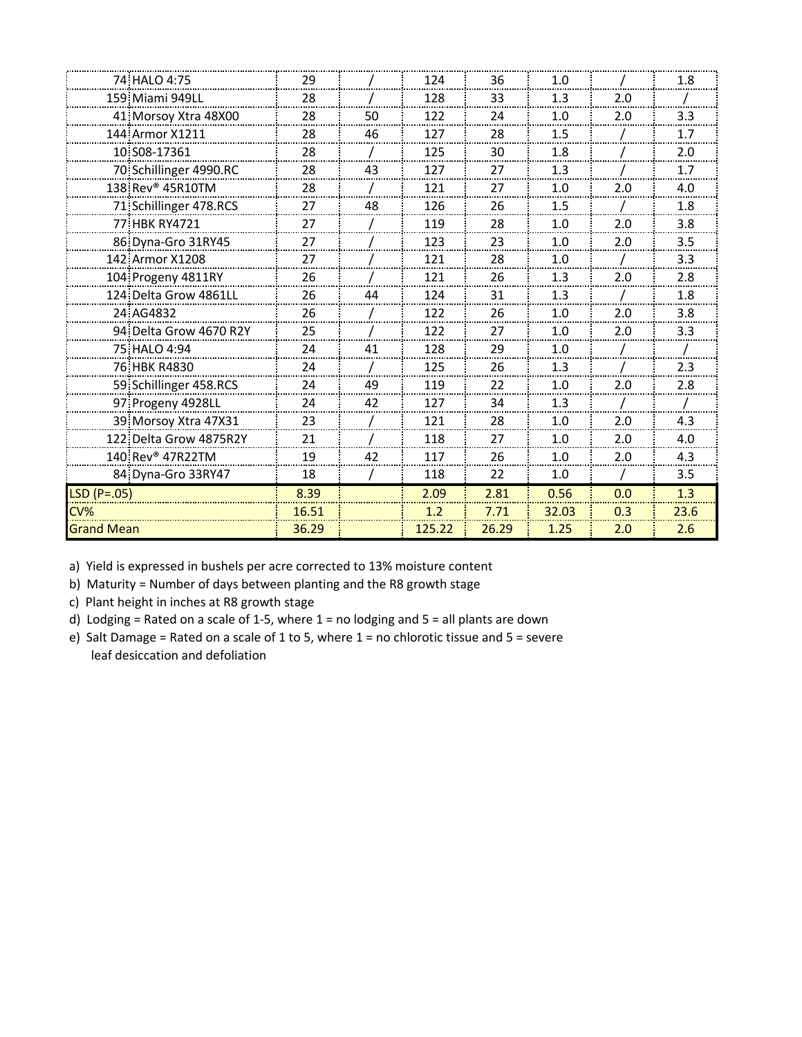| | | | | | | | | |
|---|---|---|---|---|---|---|---|---|
| 74 | HALO 4:75 | 29 | / | 124 | 36 | 1.0 | / | 1.8 |
| 159 | Miami 949LL | 28 | / | 128 | 33 | 1.3 | 2.0 | / |
| 41 | Morsoy Xtra 48X00 | 28 | 50 | 122 | 24 | 1.0 | 2.0 | 3.3 |
| 144 | Armor X1211 | 28 | 46 | 127 | 28 | 1.5 | / | 1.7 |
| 10 | S08-17361 | 28 | / | 125 | 30 | 1.8 | / | 2.0 |
| 70 | Schillinger 4990.RC | 28 | 43 | 127 | 27 | 1.3 | / | 1.7 |
| 138 | Rev® 45R10TM | 28 | / | 121 | 27 | 1.0 | 2.0 | 4.0 |
| 71 | Schillinger 478.RCS | 27 | 48 | 126 | 26 | 1.5 | / | 1.8 |
| 77 | HBK RY4721 | 27 | / | 119 | 28 | 1.0 | 2.0 | 3.8 |
| 86 | Dyna-Gro 31RY45 | 27 | / | 123 | 23 | 1.0 | 2.0 | 3.5 |
| 142 | Armor X1208 | 27 | / | 121 | 28 | 1.0 | / | 3.3 |
| 104 | Progeny 4811RY | 26 | / | 121 | 26 | 1.3 | 2.0 | 2.8 |
| 124 | Delta Grow 4861LL | 26 | 44 | 124 | 31 | 1.3 | / | 1.8 |
| 24 | AG4832 | 26 | / | 122 | 26 | 1.0 | 2.0 | 3.8 |
| 94 | Delta Grow 4670 R2Y | 25 | / | 122 | 27 | 1.0 | 2.0 | 3.3 |
| 75 | HALO 4:94 | 24 | 41 | 128 | 29 | 1.0 | / | / |
| 76 | HBK R4830 | 24 | / | 125 | 26 | 1.3 | / | 2.3 |
| 59 | Schillinger 458.RCS | 24 | 49 | 119 | 22 | 1.0 | 2.0 | 2.8 |
| 97 | Progeny 4928LL | 24 | 42 | 127 | 34 | 1.3 | / | / |
| 39 | Morsoy Xtra 47X31 | 23 | / | 121 | 28 | 1.0 | 2.0 | 4.3 |
| 122 | Delta Grow 4875R2Y | 21 | / | 118 | 27 | 1.0 | 2.0 | 4.0 |
| 140 | Rev® 47R22TM | 19 | 42 | 117 | 26 | 1.0 | 2.0 | 4.3 |
| 84 | Dyna-Gro 33RY47 | 18 | / | 118 | 22 | 1.0 | / | 3.5 |
| LSD (P=.05) | | 8.39 | | 2.09 | 2.81 | 0.56 | 0.0 | 1.3 |
| CV% | | 16.51 | | 1.2 | 7.71 | 32.03 | 0.3 | 23.6 |
| Grand Mean | | 36.29 | | 125.22 | 26.29 | 1.25 | 2.0 | 2.6 |

a) Yield is expressed in bushels per acre corrected to 13% moisture content

b) Maturity = Number of days between planting and the R8 growth stage

c) Plant height in inches at R8 growth stage

d) Lodging = Rated on a scale of 1-5, where 1 = no lodging and 5 = all plants are down

e) Salt Damage = Rated on a scale of 1 to 5, where 1 = no chlorotic tissue and 5 = severe leaf desiccation and defoliation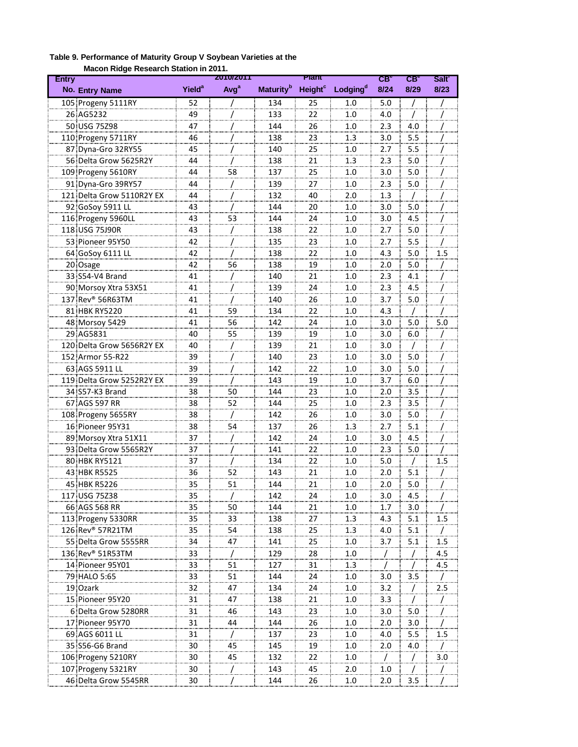**Table 9. Performance of Maturity Group V Soybean Varieties at the Macon Ridge Research Station in 2011.**

| Entry No. | Entry Name | Yield[a] | 2010/2011 Avg[a] | Maturity[b] | Plant Height[c] | Lodging[d] | CB[e] 8/24 | CB[e] 8/29 | Salt[f] 8/23 |
|---|---|---|---|---|---|---|---|---|---|
| 105 | Progeny 5111RY | 52 | / | 134 | 25 | 1.0 | 5.0 | / | / |
| 26 | AG5232 | 49 | / | 133 | 22 | 1.0 | 4.0 | / | / |
| 50 | USG 75Z98 | 47 | / | 144 | 26 | 1.0 | 2.3 | 4.0 | / |
| 110 | Progeny 5711RY | 46 | / | 138 | 23 | 1.3 | 3.0 | 5.5 | / |
| 87 | Dyna-Gro 32RY55 | 45 | / | 140 | 25 | 1.0 | 2.7 | 5.5 | / |
| 56 | Delta Grow 5625R2Y | 44 | / | 138 | 21 | 1.3 | 2.3 | 5.0 | / |
| 109 | Progeny 5610RY | 44 | 58 | 137 | 25 | 1.0 | 3.0 | 5.0 | / |
| 91 | Dyna-Gro 39RY57 | 44 | / | 139 | 27 | 1.0 | 2.3 | 5.0 | / |
| 121 | Delta Grow 5110R2Y EX | 44 | / | 132 | 40 | 2.0 | 1.3 | / | / |
| 92 | GoSoy 5911 LL | 43 | / | 144 | 20 | 1.0 | 3.0 | 5.0 | / |
| 116 | Progeny 5960LL | 43 | 53 | 144 | 24 | 1.0 | 3.0 | 4.5 | / |
| 118 | USG 75J90R | 43 | / | 138 | 22 | 1.0 | 2.7 | 5.0 | / |
| 53 | Pioneer 95Y50 | 42 | / | 135 | 23 | 1.0 | 2.7 | 5.5 | / |
| 64 | GoSoy 6111 LL | 42 | / | 138 | 22 | 1.0 | 4.3 | 5.0 | 1.5 |
| 20 | Osage | 42 | 56 | 138 | 19 | 1.0 | 2.0 | 5.0 | / |
| 33 | S54-V4 Brand | 41 | / | 140 | 21 | 1.0 | 2.3 | 4.1 | / |
| 90 | Morsoy Xtra 53X51 | 41 | / | 139 | 24 | 1.0 | 2.3 | 4.5 | / |
| 137 | Rev® 56R63TM | 41 | / | 140 | 26 | 1.0 | 3.7 | 5.0 | / |
| 81 | HBK RY5220 | 41 | 59 | 134 | 22 | 1.0 | 4.3 | / | / |
| 48 | Morsoy 5429 | 41 | 56 | 142 | 24 | 1.0 | 3.0 | 5.0 | 5.0 |
| 29 | AG5831 | 40 | 55 | 139 | 19 | 1.0 | 3.0 | 6.0 | / |
| 120 | Delta Grow 5656R2Y EX | 40 | / | 139 | 21 | 1.0 | 3.0 | / | / |
| 152 | Armor 55-R22 | 39 | / | 140 | 23 | 1.0 | 3.0 | 5.0 | / |
| 63 | AGS 5911 LL | 39 | / | 142 | 22 | 1.0 | 3.0 | 5.0 | / |
| 119 | Delta Grow 5252R2Y EX | 39 | / | 143 | 19 | 1.0 | 3.7 | 6.0 | / |
| 34 | S57-K3 Brand | 38 | 50 | 144 | 23 | 1.0 | 2.0 | 3.5 | / |
| 67 | AGS 597 RR | 38 | 52 | 144 | 25 | 1.0 | 2.3 | 3.5 | / |
| 108 | Progeny 5655RY | 38 | / | 142 | 26 | 1.0 | 3.0 | 5.0 | / |
| 16 | Pioneer 95Y31 | 38 | 54 | 137 | 26 | 1.3 | 2.7 | 5.1 | / |
| 89 | Morsoy Xtra 51X11 | 37 | / | 142 | 24 | 1.0 | 3.0 | 4.5 | / |
| 93 | Delta Grow 5565R2Y | 37 | / | 141 | 22 | 1.0 | 2.3 | 5.0 | / |
| 80 | HBK RY5121 | 37 | / | 134 | 22 | 1.0 | 5.0 | / | 1.5 |
| 43 | HBK R5525 | 36 | 52 | 143 | 21 | 1.0 | 2.0 | 5.1 | / |
| 45 | HBK R5226 | 35 | 51 | 144 | 21 | 1.0 | 2.0 | 5.0 | / |
| 117 | USG 75Z38 | 35 | / | 142 | 24 | 1.0 | 3.0 | 4.5 | / |
| 66 | AGS 568 RR | 35 | 50 | 144 | 21 | 1.0 | 1.7 | 3.0 | / |
| 113 | Progeny 5330RR | 35 | 33 | 138 | 27 | 1.3 | 4.3 | 5.1 | 1.5 |
| 126 | Rev® 57R21TM | 35 | 54 | 138 | 25 | 1.3 | 4.0 | 5.1 | / |
| 55 | Delta Grow 5555RR | 34 | 47 | 141 | 25 | 1.0 | 3.7 | 5.1 | 1.5 |
| 136 | Rev® 51R53TM | 33 | / | 129 | 28 | 1.0 | / | / | 4.5 |
| 14 | Pioneer 95Y01 | 33 | 51 | 127 | 31 | 1.3 | / | / | 4.5 |
| 79 | HALO 5:65 | 33 | 51 | 144 | 24 | 1.0 | 3.0 | 3.5 | / |
| 19 | Ozark | 32 | 47 | 134 | 24 | 1.0 | 3.2 | / | 2.5 |
| 15 | Pioneer 95Y20 | 31 | 47 | 138 | 21 | 1.0 | 3.3 | / | / |
| 6 | Delta Grow 5280RR | 31 | 46 | 143 | 23 | 1.0 | 3.0 | 5.0 | / |
| 17 | Pioneer 95Y70 | 31 | 44 | 144 | 26 | 1.0 | 2.0 | 3.0 | / |
| 69 | AGS 6011 LL | 31 | / | 137 | 23 | 1.0 | 4.0 | 5.5 | 1.5 |
| 35 | S56-G6 Brand | 30 | 45 | 145 | 19 | 1.0 | 2.0 | 4.0 | / |
| 106 | Progeny 5210RY | 30 | 45 | 132 | 22 | 1.0 | / | / | 3.0 |
| 107 | Progeny 5321RY | 30 | / | 143 | 45 | 2.0 | 1.0 | / | / |
| 46 | Delta Grow 5545RR | 30 | / | 144 | 26 | 1.0 | 2.0 | 3.5 | / |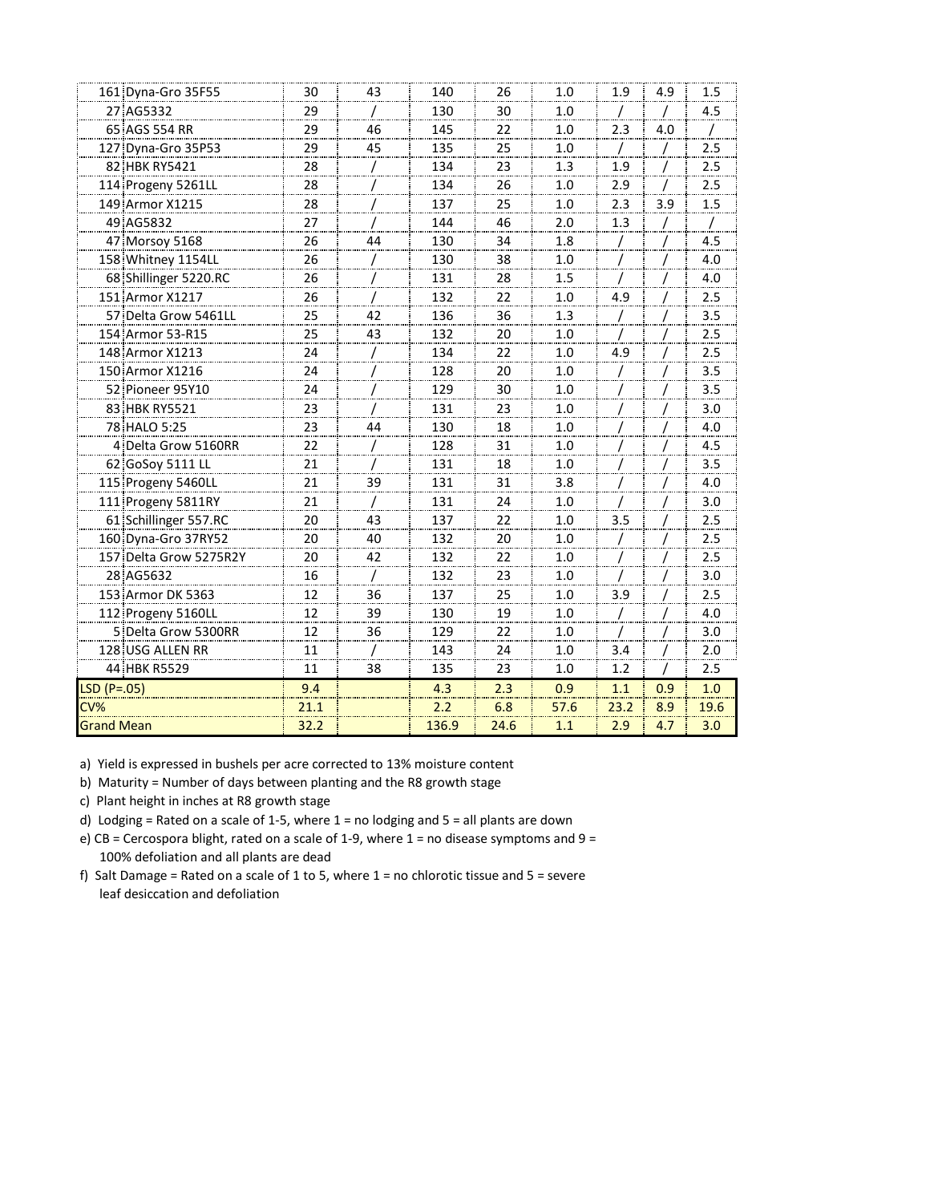| | | | | | | | | | |
|---|---|---|---|---|---|---|---|---|---|
| 161 | Dyna-Gro 35F55 | 30 | 43 | 140 | 26 | 1.0 | 1.9 | 4.9 | 1.5 |
| 27 | AG5332 | 29 | / | 130 | 30 | 1.0 | / | / | 4.5 |
| 65 | AGS 554 RR | 29 | 46 | 145 | 22 | 1.0 | 2.3 | 4.0 | / |
| 127 | Dyna-Gro 35P53 | 29 | 45 | 135 | 25 | 1.0 | / | / | 2.5 |
| 82 | HBK RY5421 | 28 | / | 134 | 23 | 1.3 | 1.9 | / | 2.5 |
| 114 | Progeny 5261LL | 28 | / | 134 | 26 | 1.0 | 2.9 | / | 2.5 |
| 149 | Armor X1215 | 28 | / | 137 | 25 | 1.0 | 2.3 | 3.9 | 1.5 |
| 49 | AG5832 | 27 | / | 144 | 46 | 2.0 | 1.3 | / | / |
| 47 | Morsoy 5168 | 26 | 44 | 130 | 34 | 1.8 | / | / | 4.5 |
| 158 | Whitney 1154LL | 26 | / | 130 | 38 | 1.0 | / | / | 4.0 |
| 68 | Shillinger 5220.RC | 26 | / | 131 | 28 | 1.5 | / | / | 4.0 |
| 151 | Armor X1217 | 26 | / | 132 | 22 | 1.0 | 4.9 | / | 2.5 |
| 57 | Delta Grow 5461LL | 25 | 42 | 136 | 36 | 1.3 | / | / | 3.5 |
| 154 | Armor 53-R15 | 25 | 43 | 132 | 20 | 1.0 | / | / | 2.5 |
| 148 | Armor X1213 | 24 | / | 134 | 22 | 1.0 | 4.9 | / | 2.5 |
| 150 | Armor X1216 | 24 | / | 128 | 20 | 1.0 | / | / | 3.5 |
| 52 | Pioneer 95Y10 | 24 | / | 129 | 30 | 1.0 | / | / | 3.5 |
| 83 | HBK RY5521 | 23 | / | 131 | 23 | 1.0 | / | / | 3.0 |
| 78 | HALO 5:25 | 23 | 44 | 130 | 18 | 1.0 | / | / | 4.0 |
| 4 | Delta Grow 5160RR | 22 | / | 128 | 31 | 1.0 | / | / | 4.5 |
| 62 | GoSoy 5111 LL | 21 | / | 131 | 18 | 1.0 | / | / | 3.5 |
| 115 | Progeny 5460LL | 21 | 39 | 131 | 31 | 3.8 | / | / | 4.0 |
| 111 | Progeny 5811RY | 21 | / | 131 | 24 | 1.0 | / | / | 3.0 |
| 61 | Schillinger 557.RC | 20 | 43 | 137 | 22 | 1.0 | 3.5 | / | 2.5 |
| 160 | Dyna-Gro 37RY52 | 20 | 40 | 132 | 20 | 1.0 | / | / | 2.5 |
| 157 | Delta Grow 5275R2Y | 20 | 42 | 132 | 22 | 1.0 | / | / | 2.5 |
| 28 | AG5632 | 16 | / | 132 | 23 | 1.0 | / | / | 3.0 |
| 153 | Armor DK 5363 | 12 | 36 | 137 | 25 | 1.0 | 3.9 | / | 2.5 |
| 112 | Progeny 5160LL | 12 | 39 | 130 | 19 | 1.0 | / | / | 4.0 |
| 5 | Delta Grow 5300RR | 12 | 36 | 129 | 22 | 1.0 | / | / | 3.0 |
| 128 | USG ALLEN RR | 11 | / | 143 | 24 | 1.0 | 3.4 | / | 2.0 |
| 44 | HBK R5529 | 11 | 38 | 135 | 23 | 1.0 | 1.2 | / | 2.5 |
| LSD (P=.05) | | 9.4 | | 4.3 | 2.3 | 0.9 | 1.1 | 0.9 | 1.0 |
| CV% | | 21.1 | | 2.2 | 6.8 | 57.6 | 23.2 | 8.9 | 19.6 |
| Grand Mean | | 32.2 | | 136.9 | 24.6 | 1.1 | 2.9 | 4.7 | 3.0 |

a) Yield is expressed in bushels per acre corrected to 13% moisture content

b) Maturity = Number of days between planting and the R8 growth stage

c) Plant height in inches at R8 growth stage

d) Lodging = Rated on a scale of 1-5, where 1 = no lodging and 5 = all plants are down

e) CB = Cercospora blight, rated on a scale of 1-9, where 1 = no disease symptoms and 9 = 100% defoliation and all plants are dead

f) Salt Damage = Rated on a scale of 1 to 5, where 1 = no chlorotic tissue and 5 = severe leaf desiccation and defoliation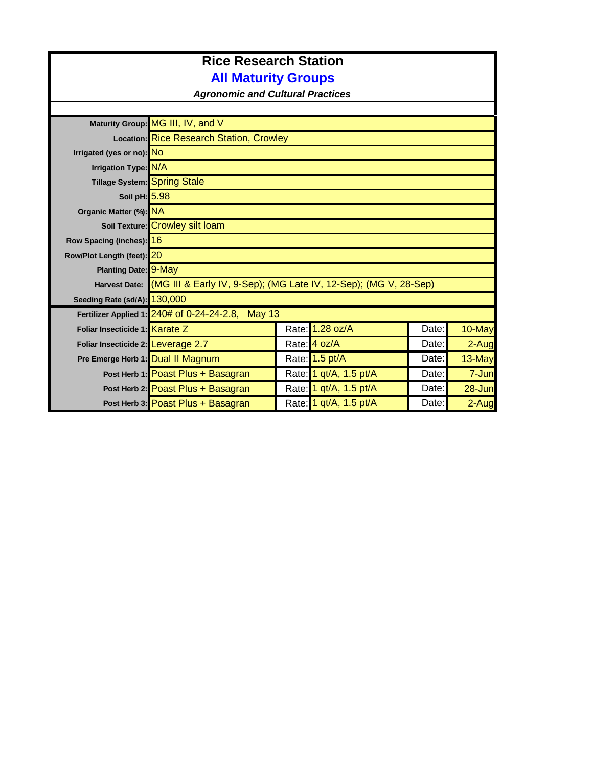# Rice Research Station

## All Maturity Groups

***Agronomic and Cultural Practices***

| | | | | | |
|---|---|---|---|---|---|
| **Maturity Group:** | MG III, IV, and V | | | | |
| **Location:** | Rice Research Station, Crowley | | | | |
| **Irrigated (yes or no):** | No | | | | |
| **Irrigation Type:** | N/A | | | | |
| **Tillage System:** | Spring Stale | | | | |
| **Soil pH:** | 5.98 | | | | |
| **Organic Matter (%):** | NA | | | | |
| **Soil Texture:** | Crowley silt loam | | | | |
| **Row Spacing (inches):** | 16 | | | | |
| **Row/Plot Length (feet):** | 20 | | | | |
| **Planting Date:** | 9-May | | | | |
| **Harvest Date:** | (MG III & Early IV, 9-Sep); (MG Late IV, 12-Sep); (MG V, 28-Sep) | | | | |
| **Seeding Rate (sd/A):** | 130,000 | | | | |
| **Fertilizer Applied 1:** | 240# of 0-24-24-2.8, May 13 | | | | |
| **Foliar Insecticide 1:** | Karate Z | Rate: | 1.28 oz/A | Date: | 10-May |
| **Foliar Insecticide 2:** | Leverage 2.7 | Rate: | 4 oz/A | Date: | 2-Aug |
| **Pre Emerge Herb 1:** | Dual II Magnum | Rate: | 1.5 pt/A | Date: | 13-May |
| **Post Herb 1:** | Poast Plus + Basagran | Rate: | 1 qt/A, 1.5 pt/A | Date: | 7-Jun |
| **Post Herb 2:** | Poast Plus + Basagran | Rate: | 1 qt/A, 1.5 pt/A | Date: | 28-Jun |
| **Post Herb 3:** | Poast Plus + Basagran | Rate: | 1 qt/A, 1.5 pt/A | Date: | 2-Aug |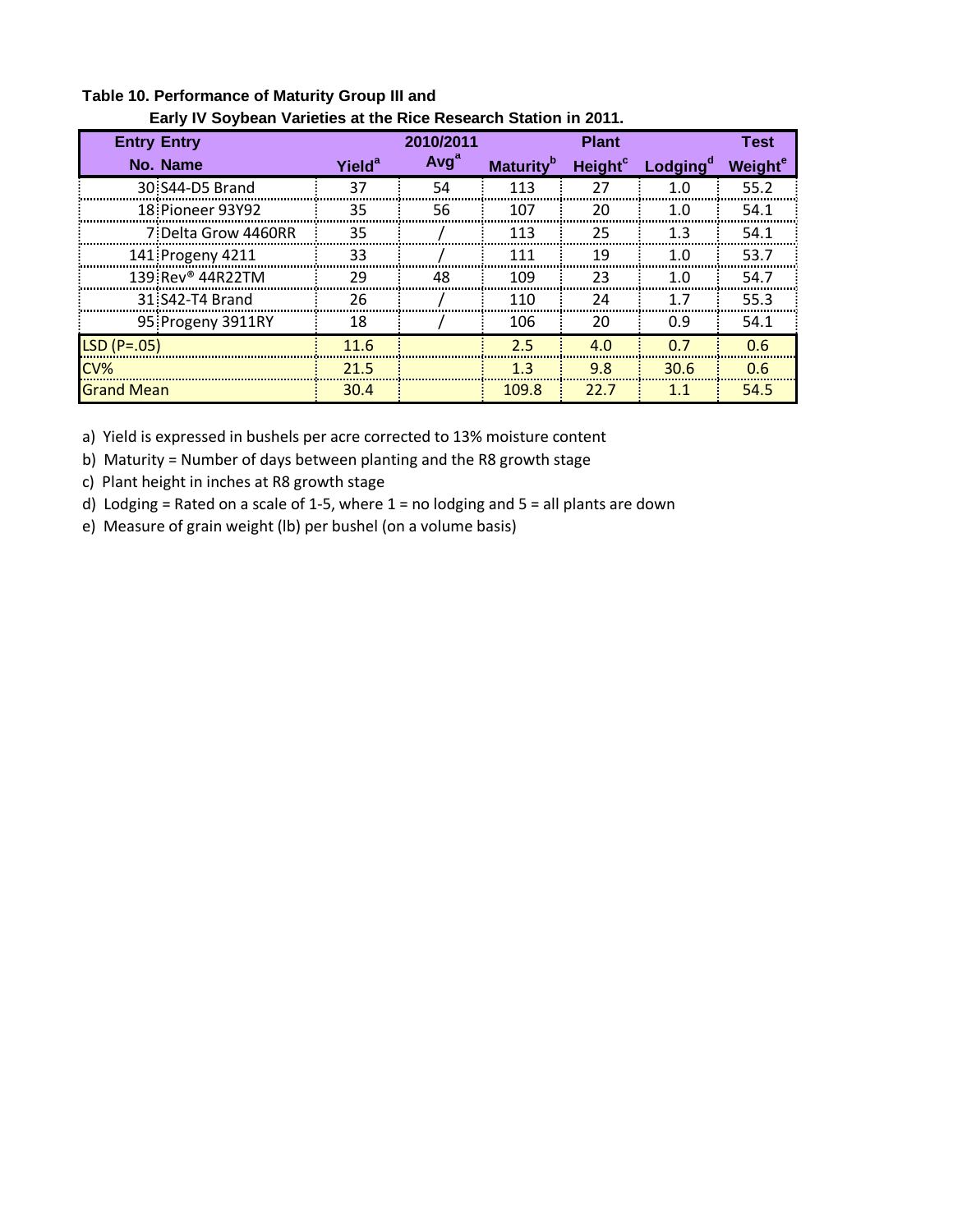**Table 10. Performance of Maturity Group III and Early IV Soybean Varieties at the Rice Research Station in 2011.**

| Entry No. | Entry Name | Yield[a] | 2010/2011 Avg[a] | Maturity[b] | Plant Height[c] | Lodging[d] | Test Weight[e] |
|---|---|---|---|---|---|---|---|
| 30 | S44-D5 Brand | 37 | 54 | 113 | 27 | 1.0 | 55.2 |
| 18 | Pioneer 93Y92 | 35 | 56 | 107 | 20 | 1.0 | 54.1 |
| 7 | Delta Grow 4460RR | 35 | / | 113 | 25 | 1.3 | 54.1 |
| 141 | Progeny 4211 | 33 | / | 111 | 19 | 1.0 | 53.7 |
| 139 | Rev® 44R22TM | 29 | 48 | 109 | 23 | 1.0 | 54.7 |
| 31 | S42-T4 Brand | 26 | / | 110 | 24 | 1.7 | 55.3 |
| 95 | Progeny 3911RY | 18 | / | 106 | 20 | 0.9 | 54.1 |
| LSD (P=.05) | | 11.6 | | 2.5 | 4.0 | 0.7 | 0.6 |
| CV% | | 21.5 | | 1.3 | 9.8 | 30.6 | 0.6 |
| Grand Mean | | 30.4 | | 109.8 | 22.7 | 1.1 | 54.5 |

a) Yield is expressed in bushels per acre corrected to 13% moisture content

b) Maturity = Number of days between planting and the R8 growth stage

c) Plant height in inches at R8 growth stage

d) Lodging = Rated on a scale of 1-5, where 1 = no lodging and 5 = all plants are down

e) Measure of grain weight (lb) per bushel (on a volume basis)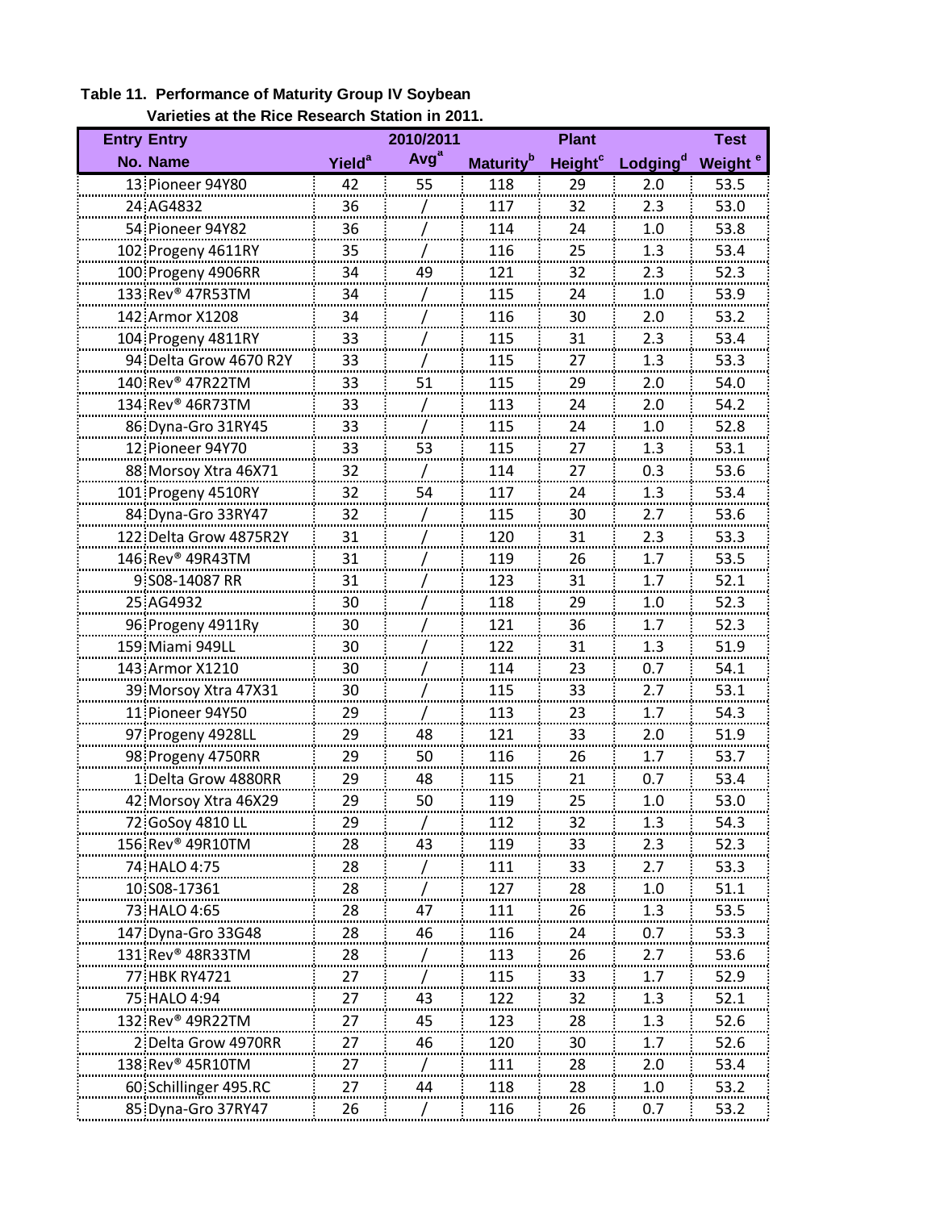**Table 11. Performance of Maturity Group IV Soybean Varieties at the Rice Research Station in 2011.**

| Entry No. | Entry Name | Yield[a] | 2010/2011 Avg[a] | Maturity[b] | Plant Height[c] | Lodging[d] | Test Weight[e] |
|---|---|---|---|---|---|---|---|
| 13 | Pioneer 94Y80 | 42 | 55 | 118 | 29 | 2.0 | 53.5 |
| 24 | AG4832 | 36 | / | 117 | 32 | 2.3 | 53.0 |
| 54 | Pioneer 94Y82 | 36 | / | 114 | 24 | 1.0 | 53.8 |
| 102 | Progeny 4611RY | 35 | / | 116 | 25 | 1.3 | 53.4 |
| 100 | Progeny 4906RR | 34 | 49 | 121 | 32 | 2.3 | 52.3 |
| 133 | Rev® 47R53TM | 34 | / | 115 | 24 | 1.0 | 53.9 |
| 142 | Armor X1208 | 34 | / | 116 | 30 | 2.0 | 53.2 |
| 104 | Progeny 4811RY | 33 | / | 115 | 31 | 2.3 | 53.4 |
| 94 | Delta Grow 4670 R2Y | 33 | / | 115 | 27 | 1.3 | 53.3 |
| 140 | Rev® 47R22TM | 33 | 51 | 115 | 29 | 2.0 | 54.0 |
| 134 | Rev® 46R73TM | 33 | / | 113 | 24 | 2.0 | 54.2 |
| 86 | Dyna-Gro 31RY45 | 33 | / | 115 | 24 | 1.0 | 52.8 |
| 12 | Pioneer 94Y70 | 33 | 53 | 115 | 27 | 1.3 | 53.1 |
| 88 | Morsoy Xtra 46X71 | 32 | / | 114 | 27 | 0.3 | 53.6 |
| 101 | Progeny 4510RY | 32 | 54 | 117 | 24 | 1.3 | 53.4 |
| 84 | Dyna-Gro 33RY47 | 32 | / | 115 | 30 | 2.7 | 53.6 |
| 122 | Delta Grow 4875R2Y | 31 | / | 120 | 31 | 2.3 | 53.3 |
| 146 | Rev® 49R43TM | 31 | / | 119 | 26 | 1.7 | 53.5 |
| 9 | S08-14087 RR | 31 | / | 123 | 31 | 1.7 | 52.1 |
| 25 | AG4932 | 30 | / | 118 | 29 | 1.0 | 52.3 |
| 96 | Progeny 4911Ry | 30 | / | 121 | 36 | 1.7 | 52.3 |
| 159 | Miami 949LL | 30 | / | 122 | 31 | 1.3 | 51.9 |
| 143 | Armor X1210 | 30 | / | 114 | 23 | 0.7 | 54.1 |
| 39 | Morsoy Xtra 47X31 | 30 | / | 115 | 33 | 2.7 | 53.1 |
| 11 | Pioneer 94Y50 | 29 | / | 113 | 23 | 1.7 | 54.3 |
| 97 | Progeny 4928LL | 29 | 48 | 121 | 33 | 2.0 | 51.9 |
| 98 | Progeny 4750RR | 29 | 50 | 116 | 26 | 1.7 | 53.7 |
| 1 | Delta Grow 4880RR | 29 | 48 | 115 | 21 | 0.7 | 53.4 |
| 42 | Morsoy Xtra 46X29 | 29 | 50 | 119 | 25 | 1.0 | 53.0 |
| 72 | GoSoy 4810 LL | 29 | / | 112 | 32 | 1.3 | 54.3 |
| 156 | Rev® 49R10TM | 28 | 43 | 119 | 33 | 2.3 | 52.3 |
| 74 | HALO 4:75 | 28 | / | 111 | 33 | 2.7 | 53.3 |
| 10 | S08-17361 | 28 | / | 127 | 28 | 1.0 | 51.1 |
| 73 | HALO 4:65 | 28 | 47 | 111 | 26 | 1.3 | 53.5 |
| 147 | Dyna-Gro 33G48 | 28 | 46 | 116 | 24 | 0.7 | 53.3 |
| 131 | Rev® 48R33TM | 28 | / | 113 | 26 | 2.7 | 53.6 |
| 77 | HBK RY4721 | 27 | / | 115 | 33 | 1.7 | 52.9 |
| 75 | HALO 4:94 | 27 | 43 | 122 | 32 | 1.3 | 52.1 |
| 132 | Rev® 49R22TM | 27 | 45 | 123 | 28 | 1.3 | 52.6 |
| 2 | Delta Grow 4970RR | 27 | 46 | 120 | 30 | 1.7 | 52.6 |
| 138 | Rev® 45R10TM | 27 | / | 111 | 28 | 2.0 | 53.4 |
| 60 | Schillinger 495.RC | 27 | 44 | 118 | 28 | 1.0 | 53.2 |
| 85 | Dyna-Gro 37RY47 | 26 | / | 116 | 26 | 0.7 | 53.2 |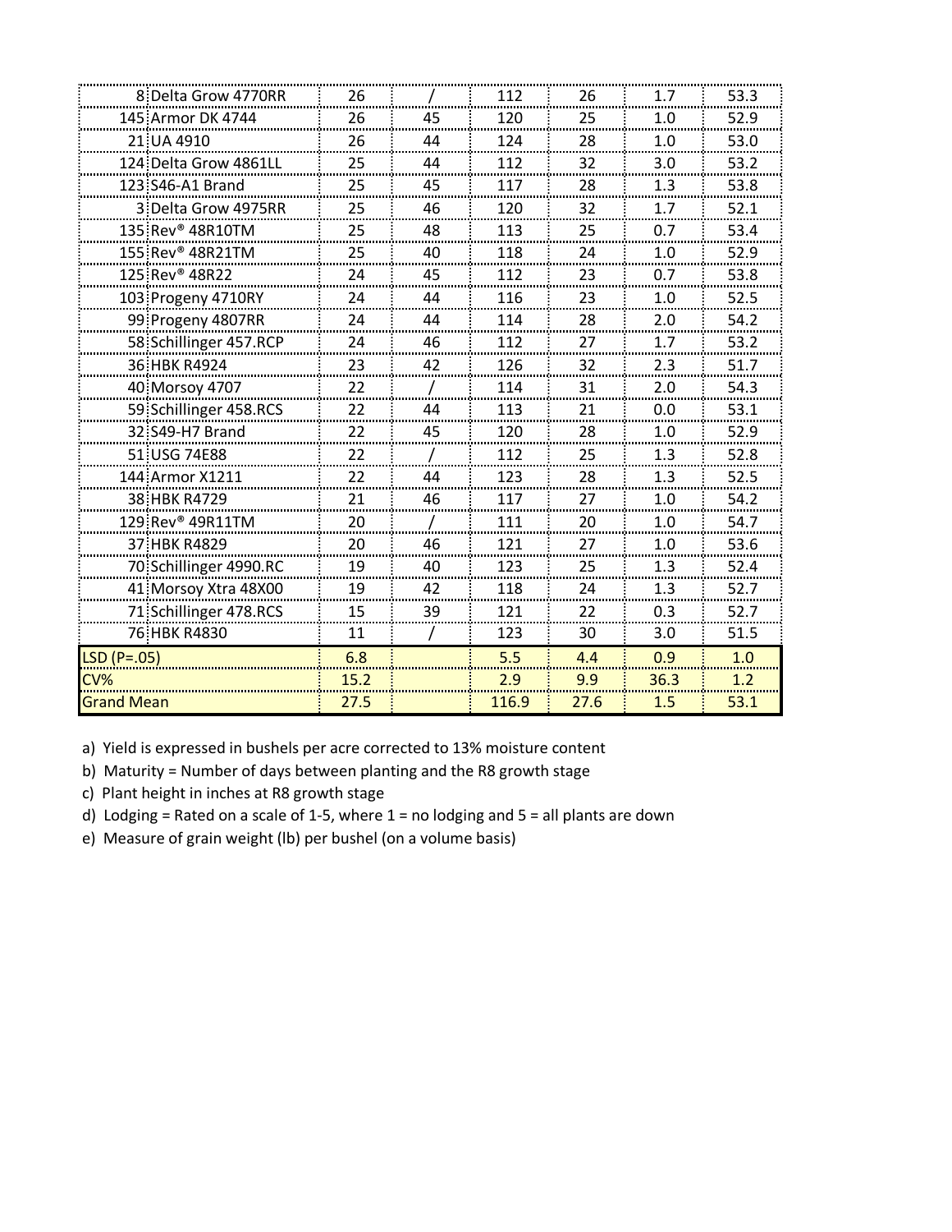| | | | | | | |
|---|---|---|---|---|---|---|
| 8 Delta Grow 4770RR | 26 | / | 112 | 26 | 1.7 | 53.3 |
| 145 Armor DK 4744 | 26 | 45 | 120 | 25 | 1.0 | 52.9 |
| 21 UA 4910 | 26 | 44 | 124 | 28 | 1.0 | 53.0 |
| 124 Delta Grow 4861LL | 25 | 44 | 112 | 32 | 3.0 | 53.2 |
| 123 S46-A1 Brand | 25 | 45 | 117 | 28 | 1.3 | 53.8 |
| 3 Delta Grow 4975RR | 25 | 46 | 120 | 32 | 1.7 | 52.1 |
| 135 Rev® 48R10TM | 25 | 48 | 113 | 25 | 0.7 | 53.4 |
| 155 Rev® 48R21TM | 25 | 40 | 118 | 24 | 1.0 | 52.9 |
| 125 Rev® 48R22 | 24 | 45 | 112 | 23 | 0.7 | 53.8 |
| 103 Progeny 4710RY | 24 | 44 | 116 | 23 | 1.0 | 52.5 |
| 99 Progeny 4807RR | 24 | 44 | 114 | 28 | 2.0 | 54.2 |
| 58 Schillinger 457.RCP | 24 | 46 | 112 | 27 | 1.7 | 53.2 |
| 36 HBK R4924 | 23 | 42 | 126 | 32 | 2.3 | 51.7 |
| 40 Morsoy 4707 | 22 | / | 114 | 31 | 2.0 | 54.3 |
| 59 Schillinger 458.RCS | 22 | 44 | 113 | 21 | 0.0 | 53.1 |
| 32 S49-H7 Brand | 22 | 45 | 120 | 28 | 1.0 | 52.9 |
| 51 USG 74E88 | 22 | / | 112 | 25 | 1.3 | 52.8 |
| 144 Armor X1211 | 22 | 44 | 123 | 28 | 1.3 | 52.5 |
| 38 HBK R4729 | 21 | 46 | 117 | 27 | 1.0 | 54.2 |
| 129 Rev® 49R11TM | 20 | / | 111 | 20 | 1.0 | 54.7 |
| 37 HBK R4829 | 20 | 46 | 121 | 27 | 1.0 | 53.6 |
| 70 Schillinger 4990.RC | 19 | 40 | 123 | 25 | 1.3 | 52.4 |
| 41 Morsoy Xtra 48X00 | 19 | 42 | 118 | 24 | 1.3 | 52.7 |
| 71 Schillinger 478.RCS | 15 | 39 | 121 | 22 | 0.3 | 52.7 |
| 76 HBK R4830 | 11 | / | 123 | 30 | 3.0 | 51.5 |
| LSD (P=.05) | 6.8 | | 5.5 | 4.4 | 0.9 | 1.0 |
| CV% | 15.2 | | 2.9 | 9.9 | 36.3 | 1.2 |
| Grand Mean | 27.5 | | 116.9 | 27.6 | 1.5 | 53.1 |

a) Yield is expressed in bushels per acre corrected to 13% moisture content

b) Maturity = Number of days between planting and the R8 growth stage

c) Plant height in inches at R8 growth stage

d) Lodging = Rated on a scale of 1-5, where 1 = no lodging and 5 = all plants are down

e) Measure of grain weight (lb) per bushel (on a volume basis)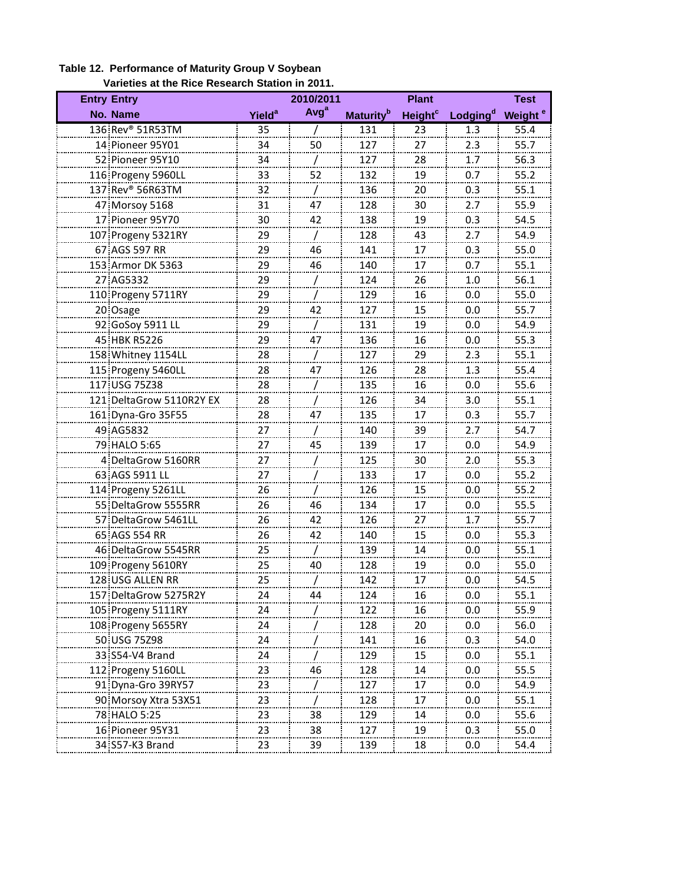**Table 12. Performance of Maturity Group V Soybean Varieties at the Rice Research Station in 2011.**

| Entry No. | Entry Name | Yield[a] | 2010/2011 Avg[a] | Maturity[b] | Plant Height[c] | Lodging[d] | Test Weight[e] |
|---|---|---|---|---|---|---|---|
| 136 | Rev® 51R53TM | 35 | / | 131 | 23 | 1.3 | 55.4 |
| 14 | Pioneer 95Y01 | 34 | 50 | 127 | 27 | 2.3 | 55.7 |
| 52 | Pioneer 95Y10 | 34 | / | 127 | 28 | 1.7 | 56.3 |
| 116 | Progeny 5960LL | 33 | 52 | 132 | 19 | 0.7 | 55.2 |
| 137 | Rev® 56R63TM | 32 | / | 136 | 20 | 0.3 | 55.1 |
| 47 | Morsoy 5168 | 31 | 47 | 128 | 30 | 2.7 | 55.9 |
| 17 | Pioneer 95Y70 | 30 | 42 | 138 | 19 | 0.3 | 54.5 |
| 107 | Progeny 5321RY | 29 | / | 128 | 43 | 2.7 | 54.9 |
| 67 | AGS 597 RR | 29 | 46 | 141 | 17 | 0.3 | 55.0 |
| 153 | Armor DK 5363 | 29 | 46 | 140 | 17 | 0.7 | 55.1 |
| 27 | AG5332 | 29 | / | 124 | 26 | 1.0 | 56.1 |
| 110 | Progeny 5711RY | 29 | / | 129 | 16 | 0.0 | 55.0 |
| 20 | Osage | 29 | 42 | 127 | 15 | 0.0 | 55.7 |
| 92 | GoSoy 5911 LL | 29 | / | 131 | 19 | 0.0 | 54.9 |
| 45 | HBK R5226 | 29 | 47 | 136 | 16 | 0.0 | 55.3 |
| 158 | Whitney 1154LL | 28 | / | 127 | 29 | 2.3 | 55.1 |
| 115 | Progeny 5460LL | 28 | 47 | 126 | 28 | 1.3 | 55.4 |
| 117 | USG 75Z38 | 28 | / | 135 | 16 | 0.0 | 55.6 |
| 121 | DeltaGrow 5110R2Y EX | 28 | / | 126 | 34 | 3.0 | 55.1 |
| 161 | Dyna-Gro 35F55 | 28 | 47 | 135 | 17 | 0.3 | 55.7 |
| 49 | AG5832 | 27 | / | 140 | 39 | 2.7 | 54.7 |
| 79 | HALO 5:65 | 27 | 45 | 139 | 17 | 0.0 | 54.9 |
| 4 | DeltaGrow 5160RR | 27 | / | 125 | 30 | 2.0 | 55.3 |
| 63 | AGS 5911 LL | 27 | / | 133 | 17 | 0.0 | 55.2 |
| 114 | Progeny 5261LL | 26 | / | 126 | 15 | 0.0 | 55.2 |
| 55 | DeltaGrow 5555RR | 26 | 46 | 134 | 17 | 0.0 | 55.5 |
| 57 | DeltaGrow 5461LL | 26 | 42 | 126 | 27 | 1.7 | 55.7 |
| 65 | AGS 554 RR | 26 | 42 | 140 | 15 | 0.0 | 55.3 |
| 46 | DeltaGrow 5545RR | 25 | / | 139 | 14 | 0.0 | 55.1 |
| 109 | Progeny 5610RY | 25 | 40 | 128 | 19 | 0.0 | 55.0 |
| 128 | USG ALLEN RR | 25 | / | 142 | 17 | 0.0 | 54.5 |
| 157 | DeltaGrow 5275R2Y | 24 | 44 | 124 | 16 | 0.0 | 55.1 |
| 105 | Progeny 5111RY | 24 | / | 122 | 16 | 0.0 | 55.9 |
| 108 | Progeny 5655RY | 24 | / | 128 | 20 | 0.0 | 56.0 |
| 50 | USG 75Z98 | 24 | / | 141 | 16 | 0.3 | 54.0 |
| 33 | S54-V4 Brand | 24 | / | 129 | 15 | 0.0 | 55.1 |
| 112 | Progeny 5160LL | 23 | 46 | 128 | 14 | 0.0 | 55.5 |
| 91 | Dyna-Gro 39RY57 | 23 | / | 127 | 17 | 0.0 | 54.9 |
| 90 | Morsoy Xtra 53X51 | 23 | / | 128 | 17 | 0.0 | 55.1 |
| 78 | HALO 5:25 | 23 | 38 | 129 | 14 | 0.0 | 55.6 |
| 16 | Pioneer 95Y31 | 23 | 38 | 127 | 19 | 0.3 | 55.0 |
| 34 | S57-K3 Brand | 23 | 39 | 139 | 18 | 0.0 | 54.4 |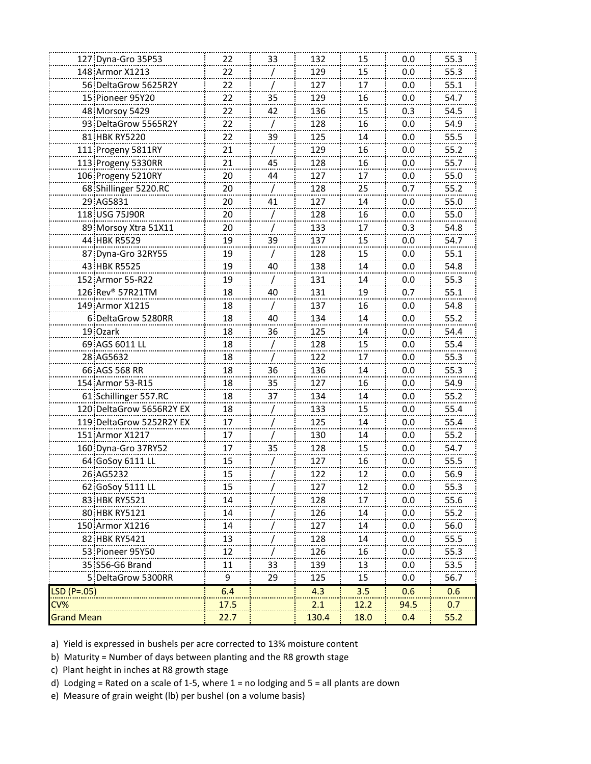| | | | | | | | |
|---|---|---|---|---|---|---|---|
| 127 | Dyna-Gro 35P53 | 22 | 33 | 132 | 15 | 0.0 | 55.3 |
| 148 | Armor X1213 | 22 | / | 129 | 15 | 0.0 | 55.3 |
| 56 | DeltaGrow 5625R2Y | 22 | / | 127 | 17 | 0.0 | 55.1 |
| 15 | Pioneer 95Y20 | 22 | 35 | 129 | 16 | 0.0 | 54.7 |
| 48 | Morsoy 5429 | 22 | 42 | 136 | 15 | 0.3 | 54.5 |
| 93 | DeltaGrow 5565R2Y | 22 | / | 128 | 16 | 0.0 | 54.9 |
| 81 | HBK RY5220 | 22 | 39 | 125 | 14 | 0.0 | 55.5 |
| 111 | Progeny 5811RY | 21 | / | 129 | 16 | 0.0 | 55.2 |
| 113 | Progeny 5330RR | 21 | 45 | 128 | 16 | 0.0 | 55.7 |
| 106 | Progeny 5210RY | 20 | 44 | 127 | 17 | 0.0 | 55.0 |
| 68 | Shillinger 5220.RC | 20 | / | 128 | 25 | 0.7 | 55.2 |
| 29 | AG5831 | 20 | 41 | 127 | 14 | 0.0 | 55.0 |
| 118 | USG 75J90R | 20 | / | 128 | 16 | 0.0 | 55.0 |
| 89 | Morsoy Xtra 51X11 | 20 | / | 133 | 17 | 0.3 | 54.8 |
| 44 | HBK R5529 | 19 | 39 | 137 | 15 | 0.0 | 54.7 |
| 87 | Dyna-Gro 32RY55 | 19 | / | 128 | 15 | 0.0 | 55.1 |
| 43 | HBK R5525 | 19 | 40 | 138 | 14 | 0.0 | 54.8 |
| 152 | Armor 55-R22 | 19 | / | 131 | 14 | 0.0 | 55.3 |
| 126 | Rev® 57R21TM | 18 | 40 | 131 | 19 | 0.7 | 55.1 |
| 149 | Armor X1215 | 18 | / | 137 | 16 | 0.0 | 54.8 |
| 6 | DeltaGrow 5280RR | 18 | 40 | 134 | 14 | 0.0 | 55.2 |
| 19 | Ozark | 18 | 36 | 125 | 14 | 0.0 | 54.4 |
| 69 | AGS 6011 LL | 18 | / | 128 | 15 | 0.0 | 55.4 |
| 28 | AG5632 | 18 | / | 122 | 17 | 0.0 | 55.3 |
| 66 | AGS 568 RR | 18 | 36 | 136 | 14 | 0.0 | 55.3 |
| 154 | Armor 53-R15 | 18 | 35 | 127 | 16 | 0.0 | 54.9 |
| 61 | Schillinger 557.RC | 18 | 37 | 134 | 14 | 0.0 | 55.2 |
| 120 | DeltaGrow 5656R2Y EX | 18 | / | 133 | 15 | 0.0 | 55.4 |
| 119 | DeltaGrow 5252R2Y EX | 17 | / | 125 | 14 | 0.0 | 55.4 |
| 151 | Armor X1217 | 17 | / | 130 | 14 | 0.0 | 55.2 |
| 160 | Dyna-Gro 37RY52 | 17 | 35 | 128 | 15 | 0.0 | 54.7 |
| 64 | GoSoy 6111 LL | 15 | / | 127 | 16 | 0.0 | 55.5 |
| 26 | AG5232 | 15 | / | 122 | 12 | 0.0 | 56.9 |
| 62 | GoSoy 5111 LL | 15 | / | 127 | 12 | 0.0 | 55.3 |
| 83 | HBK RY5521 | 14 | / | 128 | 17 | 0.0 | 55.6 |
| 80 | HBK RY5121 | 14 | / | 126 | 14 | 0.0 | 55.2 |
| 150 | Armor X1216 | 14 | / | 127 | 14 | 0.0 | 56.0 |
| 82 | HBK RY5421 | 13 | / | 128 | 14 | 0.0 | 55.5 |
| 53 | Pioneer 95Y50 | 12 | / | 126 | 16 | 0.0 | 55.3 |
| 35 | S56-G6 Brand | 11 | 33 | 139 | 13 | 0.0 | 53.5 |
| 5 | DeltaGrow 5300RR | 9 | 29 | 125 | 15 | 0.0 | 56.7 |
| LSD (P=.05) | | 6.4 | | 4.3 | 3.5 | 0.6 | 0.6 |
| CV% | | 17.5 | | 2.1 | 12.2 | 94.5 | 0.7 |
| Grand Mean | | 22.7 | | 130.4 | 18.0 | 0.4 | 55.2 |

a) Yield is expressed in bushels per acre corrected to 13% moisture content

b) Maturity = Number of days between planting and the R8 growth stage

c) Plant height in inches at R8 growth stage

d) Lodging = Rated on a scale of 1-5, where 1 = no lodging and 5 = all plants are down

e) Measure of grain weight (lb) per bushel (on a volume basis)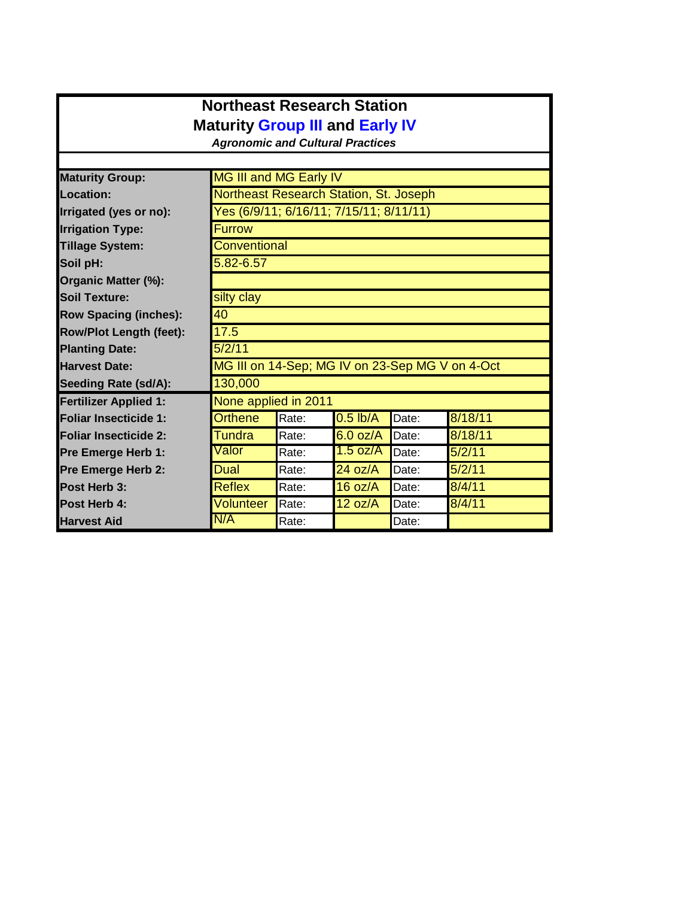# Northeast Research Station

## Maturity Group III and Early IV

***Agronomic and Cultural Practices***

| | | | | | |
|---|---|---|---|---|---|
| **Maturity Group:** | MG III and MG Early IV | | | | |
| **Location:** | Northeast Research Station, St. Joseph | | | | |
| **Irrigated (yes or no):** | Yes (6/9/11; 6/16/11; 7/15/11; 8/11/11) | | | | |
| **Irrigation Type:** | Furrow | | | | |
| **Tillage System:** | Conventional | | | | |
| **Soil pH:** | 5.82-6.57 | | | | |
| **Organic Matter (%):** | | | | | |
| **Soil Texture:** | silty clay | | | | |
| **Row Spacing (inches):** | 40 | | | | |
| **Row/Plot Length (feet):** | 17.5 | | | | |
| **Planting Date:** | 5/2/11 | | | | |
| **Harvest Date:** | MG III on 14-Sep; MG IV on 23-Sep MG V on 4-Oct | | | | |
| **Seeding Rate (sd/A):** | 130,000 | | | | |
| **Fertilizer Applied 1:** | None applied in 2011 | | | | |
| **Foliar Insecticide 1:** | Orthene | Rate: | 0.5 lb/A | Date: | 8/18/11 |
| **Foliar Insecticide 2:** | Tundra | Rate: | 6.0 oz/A | Date: | 8/18/11 |
| **Pre Emerge Herb 1:** | Valor | Rate: | 1.5 oz/A | Date: | 5/2/11 |
| **Pre Emerge Herb 2:** | Dual | Rate: | 24 oz/A | Date: | 5/2/11 |
| **Post Herb 3:** | Reflex | Rate: | 16 oz/A | Date: | 8/4/11 |
| **Post Herb 4:** | Volunteer | Rate: | 12 oz/A | Date: | 8/4/11 |
| **Harvest Aid** | N/A | Rate: | | Date: | |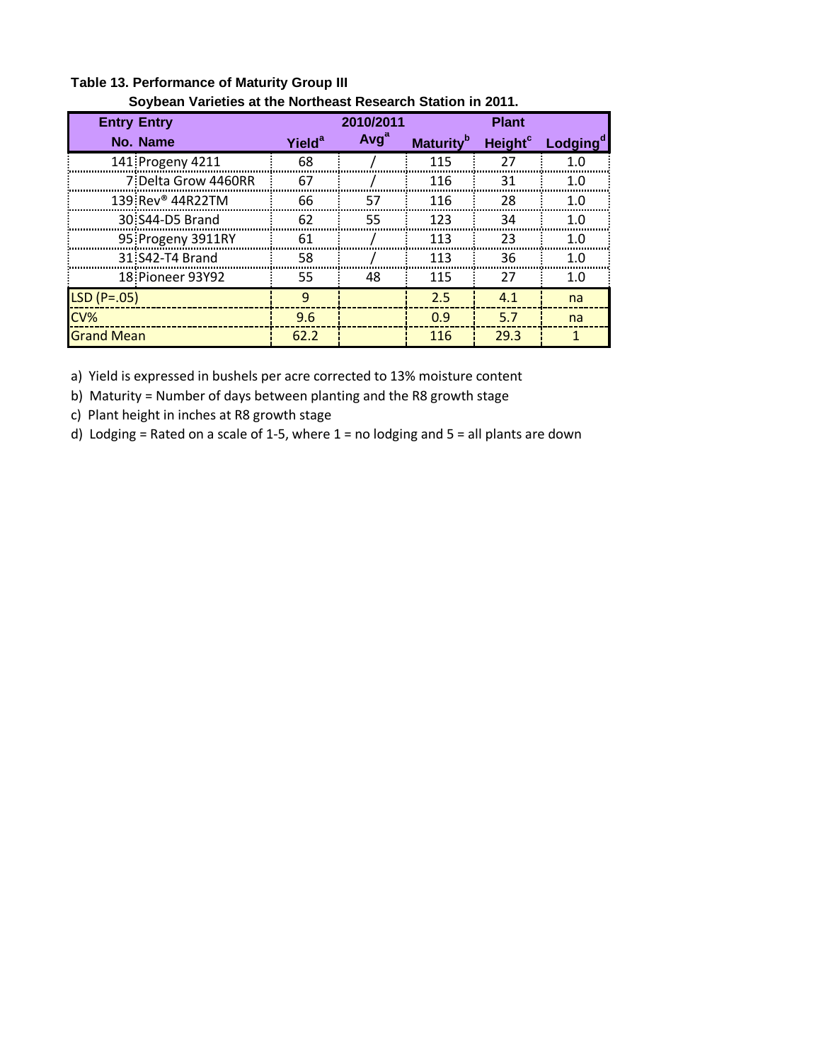**Table 13. Performance of Maturity Group III Soybean Varieties at the Northeast Research Station in 2011.**

| Entry No. | Entry Name | Yield[a] | 2010/2011 Avg[a] | Maturity[b] | Plant Height[c] | Lodging[d] |
|---|---|---|---|---|---|---|
| 141 | Progeny 4211 | 68 | / | 115 | 27 | 1.0 |
| 7 | Delta Grow 4460RR | 67 | / | 116 | 31 | 1.0 |
| 139 | Rev® 44R22TM | 66 | 57 | 116 | 28 | 1.0 |
| 30 | S44-D5 Brand | 62 | 55 | 123 | 34 | 1.0 |
| 95 | Progeny 3911RY | 61 | / | 113 | 23 | 1.0 |
| 31 | S42-T4 Brand | 58 | / | 113 | 36 | 1.0 |
| 18 | Pioneer 93Y92 | 55 | 48 | 115 | 27 | 1.0 |
| LSD (P=.05) | | 9 | | 2.5 | 4.1 | na |
| CV% | | 9.6 | | 0.9 | 5.7 | na |
| Grand Mean | | 62.2 | | 116 | 29.3 | 1 |

a) Yield is expressed in bushels per acre corrected to 13% moisture content

b) Maturity = Number of days between planting and the R8 growth stage

c) Plant height in inches at R8 growth stage

d) Lodging = Rated on a scale of 1-5, where 1 = no lodging and 5 = all plants are down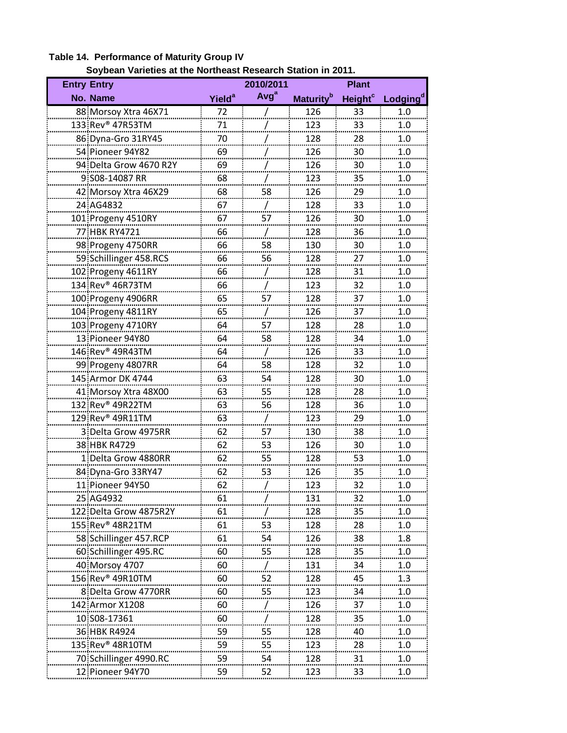**Table 14. Performance of Maturity Group IV Soybean Varieties at the Northeast Research Station in 2011.**

| Entry No. | Entry Name | Yield[a] | 2010/2011 Avg[a] | Maturity[b] | Plant Height[c] | Lodging[d] |
|---|---|---|---|---|---|---|
| 88 | Morsoy Xtra 46X71 | 72 | / | 126 | 33 | 1.0 |
| 133 | Rev® 47R53TM | 71 | / | 123 | 33 | 1.0 |
| 86 | Dyna-Gro 31RY45 | 70 | / | 128 | 28 | 1.0 |
| 54 | Pioneer 94Y82 | 69 | / | 126 | 30 | 1.0 |
| 94 | Delta Grow 4670 R2Y | 69 | / | 126 | 30 | 1.0 |
| 9 | S08-14087 RR | 68 | / | 123 | 35 | 1.0 |
| 42 | Morsoy Xtra 46X29 | 68 | 58 | 126 | 29 | 1.0 |
| 24 | AG4832 | 67 | / | 128 | 33 | 1.0 |
| 101 | Progeny 4510RY | 67 | 57 | 126 | 30 | 1.0 |
| 77 | HBK RY4721 | 66 | / | 128 | 36 | 1.0 |
| 98 | Progeny 4750RR | 66 | 58 | 130 | 30 | 1.0 |
| 59 | Schillinger 458.RCS | 66 | 56 | 128 | 27 | 1.0 |
| 102 | Progeny 4611RY | 66 | / | 128 | 31 | 1.0 |
| 134 | Rev® 46R73TM | 66 | / | 123 | 32 | 1.0 |
| 100 | Progeny 4906RR | 65 | 57 | 128 | 37 | 1.0 |
| 104 | Progeny 4811RY | 65 | / | 126 | 37 | 1.0 |
| 103 | Progeny 4710RY | 64 | 57 | 128 | 28 | 1.0 |
| 13 | Pioneer 94Y80 | 64 | 58 | 128 | 34 | 1.0 |
| 146 | Rev® 49R43TM | 64 | / | 126 | 33 | 1.0 |
| 99 | Progeny 4807RR | 64 | 58 | 128 | 32 | 1.0 |
| 145 | Armor DK 4744 | 63 | 54 | 128 | 30 | 1.0 |
| 41 | Morsoy Xtra 48X00 | 63 | 55 | 128 | 28 | 1.0 |
| 132 | Rev® 49R22TM | 63 | 56 | 128 | 36 | 1.0 |
| 129 | Rev® 49R11TM | 63 | / | 123 | 29 | 1.0 |
| 3 | Delta Grow 4975RR | 62 | 57 | 130 | 38 | 1.0 |
| 38 | HBK R4729 | 62 | 53 | 126 | 30 | 1.0 |
| 1 | Delta Grow 4880RR | 62 | 55 | 128 | 53 | 1.0 |
| 84 | Dyna-Gro 33RY47 | 62 | 53 | 126 | 35 | 1.0 |
| 11 | Pioneer 94Y50 | 62 | / | 123 | 32 | 1.0 |
| 25 | AG4932 | 61 | / | 131 | 32 | 1.0 |
| 122 | Delta Grow 4875R2Y | 61 | / | 128 | 35 | 1.0 |
| 155 | Rev® 48R21TM | 61 | 53 | 128 | 28 | 1.0 |
| 58 | Schillinger 457.RCP | 61 | 54 | 126 | 38 | 1.8 |
| 60 | Schillinger 495.RC | 60 | 55 | 128 | 35 | 1.0 |
| 40 | Morsoy 4707 | 60 | / | 131 | 34 | 1.0 |
| 156 | Rev® 49R10TM | 60 | 52 | 128 | 45 | 1.3 |
| 8 | Delta Grow 4770RR | 60 | 55 | 123 | 34 | 1.0 |
| 142 | Armor X1208 | 60 | / | 126 | 37 | 1.0 |
| 10 | S08-17361 | 60 | / | 128 | 35 | 1.0 |
| 36 | HBK R4924 | 59 | 55 | 128 | 40 | 1.0 |
| 135 | Rev® 48R10TM | 59 | 55 | 123 | 28 | 1.0 |
| 70 | Schillinger 4990.RC | 59 | 54 | 128 | 31 | 1.0 |
| 12 | Pioneer 94Y70 | 59 | 52 | 123 | 33 | 1.0 |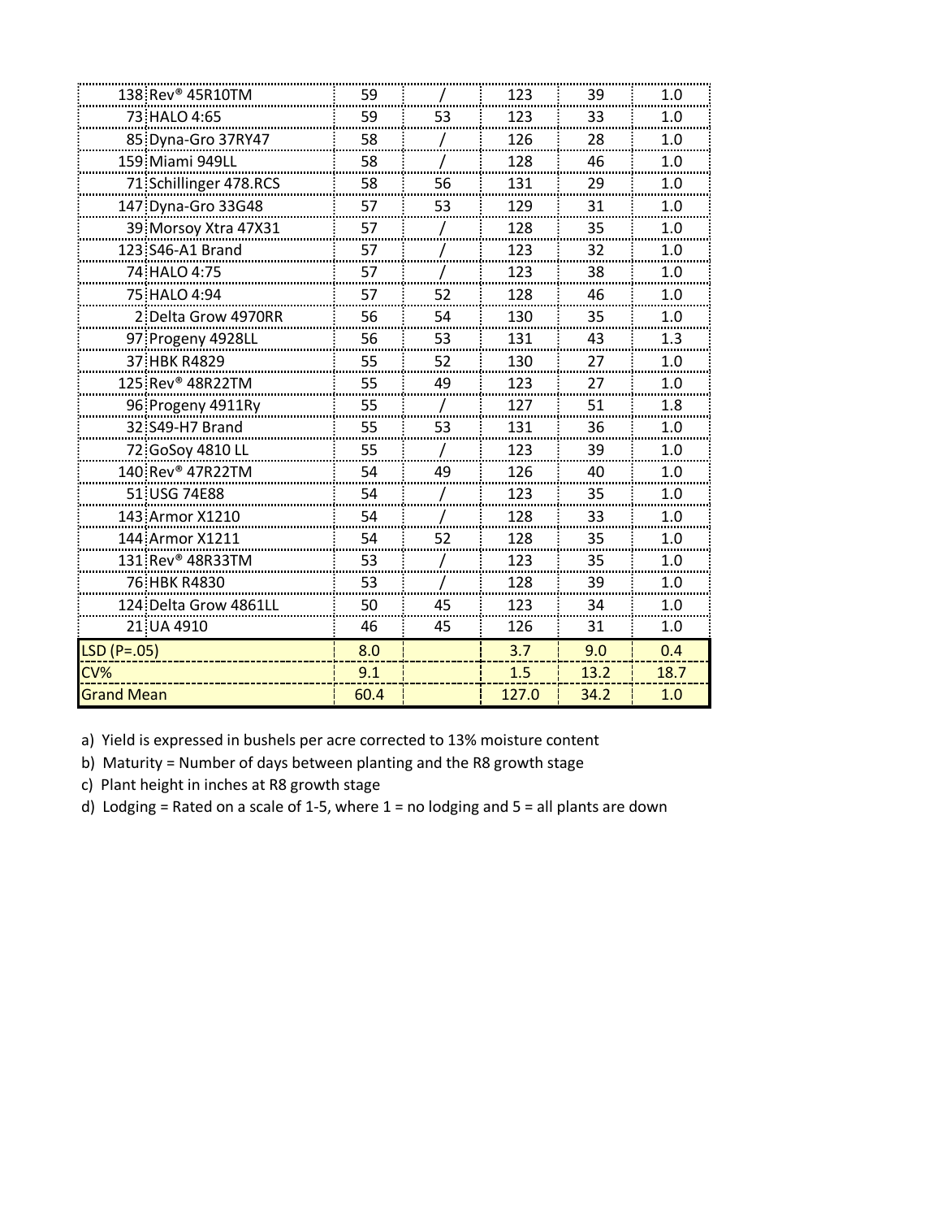| | | | | | | |
|---|---|---|---|---|---|---|
| 138 | Rev® 45R10TM | 59 | / | 123 | 39 | 1.0 |
| 73 | HALO 4:65 | 59 | 53 | 123 | 33 | 1.0 |
| 85 | Dyna-Gro 37RY47 | 58 | / | 126 | 28 | 1.0 |
| 159 | Miami 949LL | 58 | / | 128 | 46 | 1.0 |
| 71 | Schillinger 478.RCS | 58 | 56 | 131 | 29 | 1.0 |
| 147 | Dyna-Gro 33G48 | 57 | 53 | 129 | 31 | 1.0 |
| 39 | Morsoy Xtra 47X31 | 57 | / | 128 | 35 | 1.0 |
| 123 | S46-A1 Brand | 57 | / | 123 | 32 | 1.0 |
| 74 | HALO 4:75 | 57 | / | 123 | 38 | 1.0 |
| 75 | HALO 4:94 | 57 | 52 | 128 | 46 | 1.0 |
| 2 | Delta Grow 4970RR | 56 | 54 | 130 | 35 | 1.0 |
| 97 | Progeny 4928LL | 56 | 53 | 131 | 43 | 1.3 |
| 37 | HBK R4829 | 55 | 52 | 130 | 27 | 1.0 |
| 125 | Rev® 48R22TM | 55 | 49 | 123 | 27 | 1.0 |
| 96 | Progeny 4911Ry | 55 | / | 127 | 51 | 1.8 |
| 32 | S49-H7 Brand | 55 | 53 | 131 | 36 | 1.0 |
| 72 | GoSoy 4810 LL | 55 | / | 123 | 39 | 1.0 |
| 140 | Rev® 47R22TM | 54 | 49 | 126 | 40 | 1.0 |
| 51 | USG 74E88 | 54 | / | 123 | 35 | 1.0 |
| 143 | Armor X1210 | 54 | / | 128 | 33 | 1.0 |
| 144 | Armor X1211 | 54 | 52 | 128 | 35 | 1.0 |
| 131 | Rev® 48R33TM | 53 | / | 123 | 35 | 1.0 |
| 76 | HBK R4830 | 53 | / | 128 | 39 | 1.0 |
| 124 | Delta Grow 4861LL | 50 | 45 | 123 | 34 | 1.0 |
| 21 | UA 4910 | 46 | 45 | 126 | 31 | 1.0 |
| LSD (P=.05) | | 8.0 | | 3.7 | 9.0 | 0.4 |
| CV% | | 9.1 | | 1.5 | 13.2 | 18.7 |
| Grand Mean | | 60.4 | | 127.0 | 34.2 | 1.0 |

a) Yield is expressed in bushels per acre corrected to 13% moisture content

b) Maturity = Number of days between planting and the R8 growth stage

c) Plant height in inches at R8 growth stage

d) Lodging = Rated on a scale of 1-5, where 1 = no lodging and 5 = all plants are down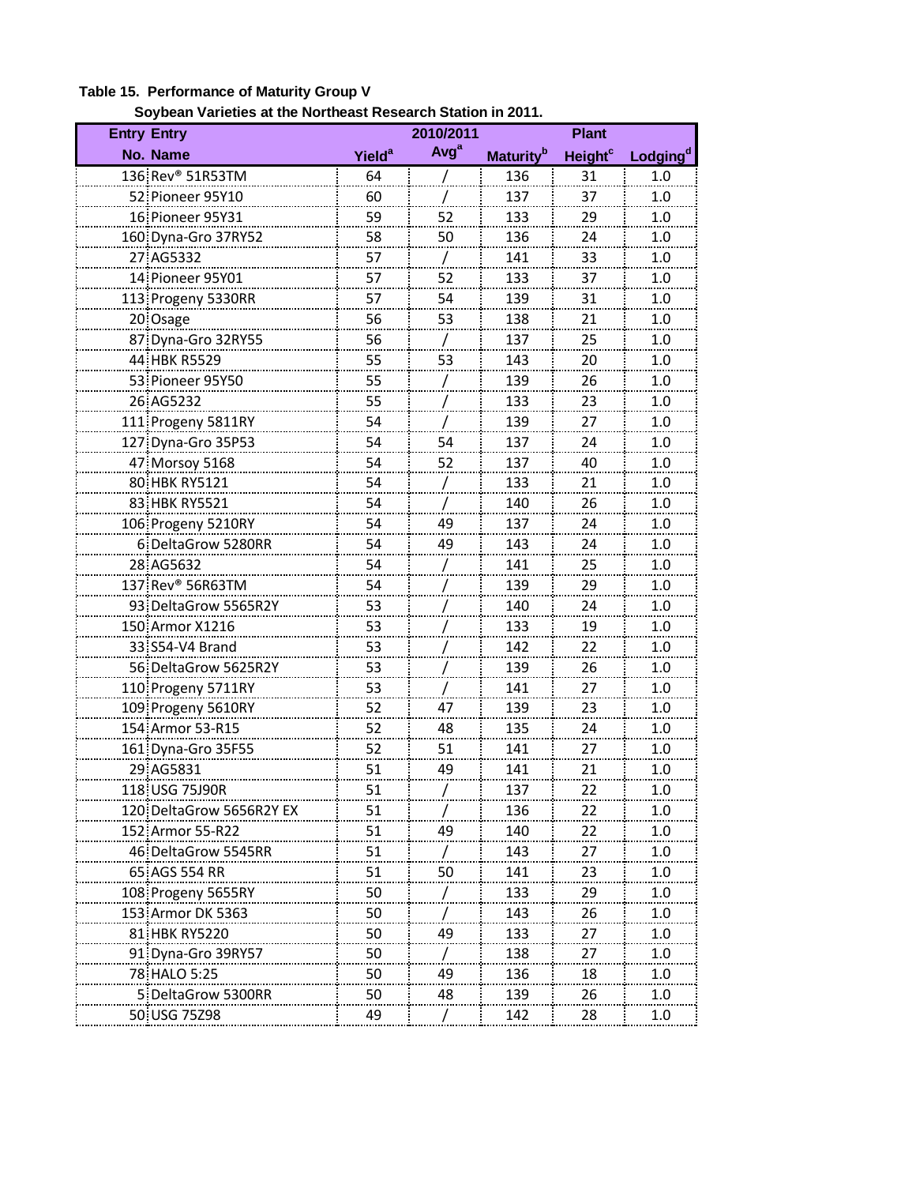**Table 15. Performance of Maturity Group V Soybean Varieties at the Northeast Research Station in 2011.**

| Entry No. | Entry Name | Yield[a] | 2010/2011 Avg[a] | Maturity[b] | Plant Height[c] | Lodging[d] |
|---|---|---|---|---|---|---|
| 136 | Rev® 51R53TM | 64 | / | 136 | 31 | 1.0 |
| 52 | Pioneer 95Y10 | 60 | / | 137 | 37 | 1.0 |
| 16 | Pioneer 95Y31 | 59 | 52 | 133 | 29 | 1.0 |
| 160 | Dyna-Gro 37RY52 | 58 | 50 | 136 | 24 | 1.0 |
| 27 | AG5332 | 57 | / | 141 | 33 | 1.0 |
| 14 | Pioneer 95Y01 | 57 | 52 | 133 | 37 | 1.0 |
| 113 | Progeny 5330RR | 57 | 54 | 139 | 31 | 1.0 |
| 20 | Osage | 56 | 53 | 138 | 21 | 1.0 |
| 87 | Dyna-Gro 32RY55 | 56 | / | 137 | 25 | 1.0 |
| 44 | HBK R5529 | 55 | 53 | 143 | 20 | 1.0 |
| 53 | Pioneer 95Y50 | 55 | / | 139 | 26 | 1.0 |
| 26 | AG5232 | 55 | / | 133 | 23 | 1.0 |
| 111 | Progeny 5811RY | 54 | / | 139 | 27 | 1.0 |
| 127 | Dyna-Gro 35P53 | 54 | 54 | 137 | 24 | 1.0 |
| 47 | Morsoy 5168 | 54 | 52 | 137 | 40 | 1.0 |
| 80 | HBK RY5121 | 54 | / | 133 | 21 | 1.0 |
| 83 | HBK RY5521 | 54 | / | 140 | 26 | 1.0 |
| 106 | Progeny 5210RY | 54 | 49 | 137 | 24 | 1.0 |
| 6 | DeltaGrow 5280RR | 54 | 49 | 143 | 24 | 1.0 |
| 28 | AG5632 | 54 | / | 141 | 25 | 1.0 |
| 137 | Rev® 56R63TM | 54 | / | 139 | 29 | 1.0 |
| 93 | DeltaGrow 5565R2Y | 53 | / | 140 | 24 | 1.0 |
| 150 | Armor X1216 | 53 | / | 133 | 19 | 1.0 |
| 33 | S54-V4 Brand | 53 | / | 142 | 22 | 1.0 |
| 56 | DeltaGrow 5625R2Y | 53 | / | 139 | 26 | 1.0 |
| 110 | Progeny 5711RY | 53 | / | 141 | 27 | 1.0 |
| 109 | Progeny 5610RY | 52 | 47 | 139 | 23 | 1.0 |
| 154 | Armor 53-R15 | 52 | 48 | 135 | 24 | 1.0 |
| 161 | Dyna-Gro 35F55 | 52 | 51 | 141 | 27 | 1.0 |
| 29 | AG5831 | 51 | 49 | 141 | 21 | 1.0 |
| 118 | USG 75J90R | 51 | / | 137 | 22 | 1.0 |
| 120 | DeltaGrow 5656R2Y EX | 51 | / | 136 | 22 | 1.0 |
| 152 | Armor 55-R22 | 51 | 49 | 140 | 22 | 1.0 |
| 46 | DeltaGrow 5545RR | 51 | / | 143 | 27 | 1.0 |
| 65 | AGS 554 RR | 51 | 50 | 141 | 23 | 1.0 |
| 108 | Progeny 5655RY | 50 | / | 133 | 29 | 1.0 |
| 153 | Armor DK 5363 | 50 | / | 143 | 26 | 1.0 |
| 81 | HBK RY5220 | 50 | 49 | 133 | 27 | 1.0 |
| 91 | Dyna-Gro 39RY57 | 50 | / | 138 | 27 | 1.0 |
| 78 | HALO 5:25 | 50 | 49 | 136 | 18 | 1.0 |
| 5 | DeltaGrow 5300RR | 50 | 48 | 139 | 26 | 1.0 |
| 50 | USG 75Z98 | 49 | / | 142 | 28 | 1.0 |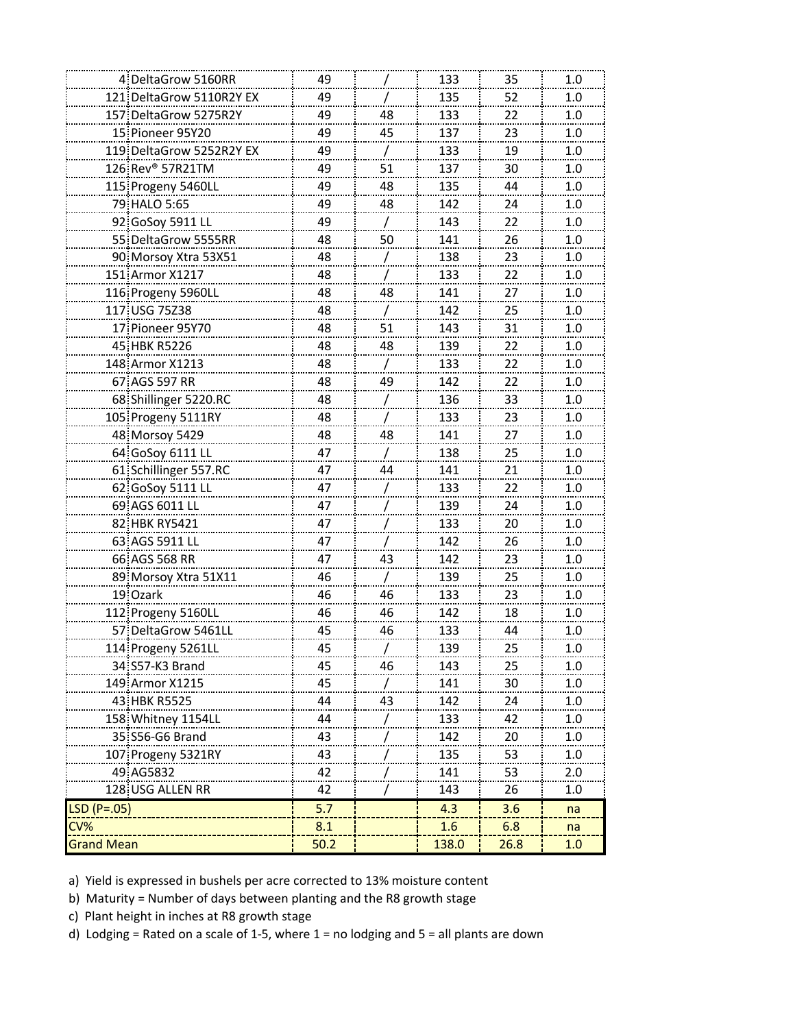| | | | | | | |
|---|---|---|---|---|---|---|
| 4 | DeltaGrow 5160RR | 49 | / | 133 | 35 | 1.0 |
| 121 | DeltaGrow 5110R2Y EX | 49 | / | 135 | 52 | 1.0 |
| 157 | DeltaGrow 5275R2Y | 49 | 48 | 133 | 22 | 1.0 |
| 15 | Pioneer 95Y20 | 49 | 45 | 137 | 23 | 1.0 |
| 119 | DeltaGrow 5252R2Y EX | 49 | / | 133 | 19 | 1.0 |
| 126 | Rev® 57R21TM | 49 | 51 | 137 | 30 | 1.0 |
| 115 | Progeny 5460LL | 49 | 48 | 135 | 44 | 1.0 |
| 79 | HALO 5:65 | 49 | 48 | 142 | 24 | 1.0 |
| 92 | GoSoy 5911 LL | 49 | / | 143 | 22 | 1.0 |
| 55 | DeltaGrow 5555RR | 48 | 50 | 141 | 26 | 1.0 |
| 90 | Morsoy Xtra 53X51 | 48 | / | 138 | 23 | 1.0 |
| 151 | Armor X1217 | 48 | / | 133 | 22 | 1.0 |
| 116 | Progeny 5960LL | 48 | 48 | 141 | 27 | 1.0 |
| 117 | USG 75Z38 | 48 | / | 142 | 25 | 1.0 |
| 17 | Pioneer 95Y70 | 48 | 51 | 143 | 31 | 1.0 |
| 45 | HBK R5226 | 48 | 48 | 139 | 22 | 1.0 |
| 148 | Armor X1213 | 48 | / | 133 | 22 | 1.0 |
| 67 | AGS 597 RR | 48 | 49 | 142 | 22 | 1.0 |
| 68 | Shillinger 5220.RC | 48 | / | 136 | 33 | 1.0 |
| 105 | Progeny 5111RY | 48 | / | 133 | 23 | 1.0 |
| 48 | Morsoy 5429 | 48 | 48 | 141 | 27 | 1.0 |
| 64 | GoSoy 6111 LL | 47 | / | 138 | 25 | 1.0 |
| 61 | Schillinger 557.RC | 47 | 44 | 141 | 21 | 1.0 |
| 62 | GoSoy 5111 LL | 47 | / | 133 | 22 | 1.0 |
| 69 | AGS 6011 LL | 47 | / | 139 | 24 | 1.0 |
| 82 | HBK RY5421 | 47 | / | 133 | 20 | 1.0 |
| 63 | AGS 5911 LL | 47 | / | 142 | 26 | 1.0 |
| 66 | AGS 568 RR | 47 | 43 | 142 | 23 | 1.0 |
| 89 | Morsoy Xtra 51X11 | 46 | / | 139 | 25 | 1.0 |
| 19 | Ozark | 46 | 46 | 133 | 23 | 1.0 |
| 112 | Progeny 5160LL | 46 | 46 | 142 | 18 | 1.0 |
| 57 | DeltaGrow 5461LL | 45 | 46 | 133 | 44 | 1.0 |
| 114 | Progeny 5261LL | 45 | / | 139 | 25 | 1.0 |
| 34 | S57-K3 Brand | 45 | 46 | 143 | 25 | 1.0 |
| 149 | Armor X1215 | 45 | / | 141 | 30 | 1.0 |
| 43 | HBK R5525 | 44 | 43 | 142 | 24 | 1.0 |
| 158 | Whitney 1154LL | 44 | / | 133 | 42 | 1.0 |
| 35 | S56-G6 Brand | 43 | / | 142 | 20 | 1.0 |
| 107 | Progeny 5321RY | 43 | / | 135 | 53 | 1.0 |
| 49 | AG5832 | 42 | / | 141 | 53 | 2.0 |
| 128 | USG ALLEN RR | 42 | / | 143 | 26 | 1.0 |
| LSD (P=.05) | | 5.7 | | 4.3 | 3.6 | na |
| CV% | | 8.1 | | 1.6 | 6.8 | na |
| Grand Mean | | 50.2 | | 138.0 | 26.8 | 1.0 |

a) Yield is expressed in bushels per acre corrected to 13% moisture content

b) Maturity = Number of days between planting and the R8 growth stage

c) Plant height in inches at R8 growth stage

d) Lodging = Rated on a scale of 1-5, where 1 = no lodging and 5 = all plants are down